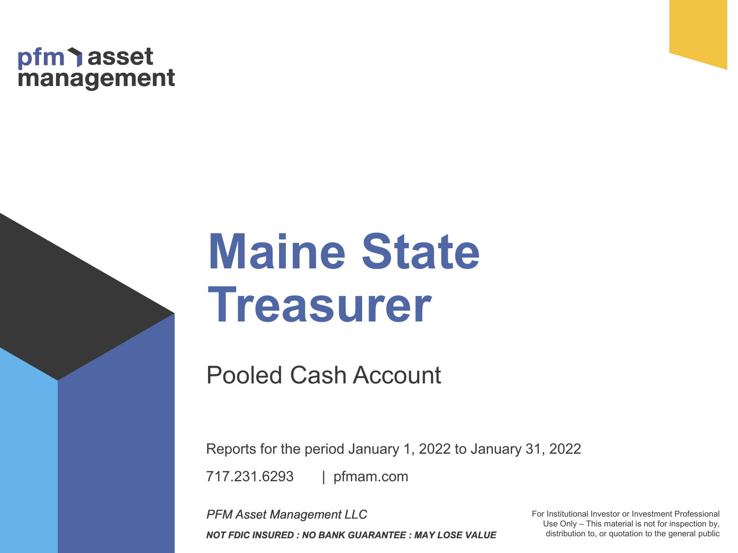pfm asset management

# Maine State Treasurer

## Pooled Cash Account

Reports for the period January 1, 2022 to January 31, 2022

717.231.6293 | pfmam.com

*PFM Asset Management LLC*

***NOT FDIC INSURED : NO BANK GUARANTEE : MAY LOSE VALUE***

For Institutional Investor or Investment Professional Use Only – This material is not for inspection by, distribution to, or quotation to the general public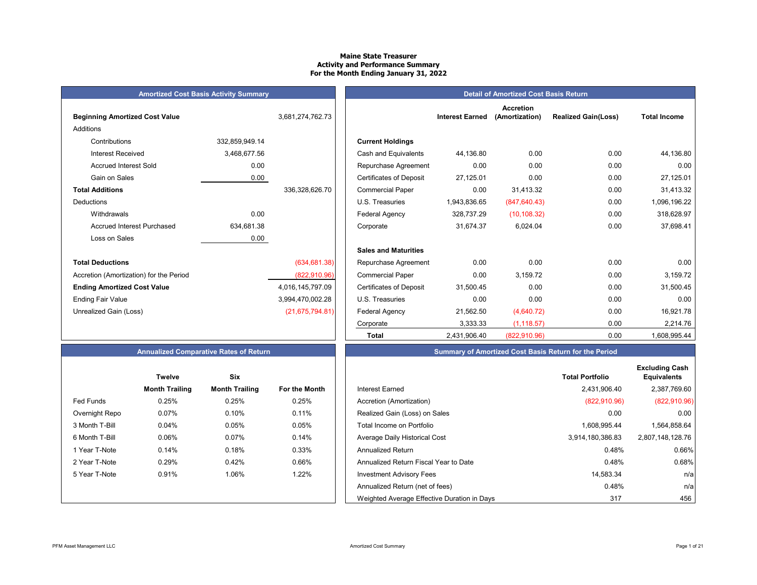# Maine State Treasurer
## Activity and Performance Summary
### For the Month Ending January 31, 2022

**Amortized Cost Basis Activity Summary**

| | | |
|---|---|---|
| **Beginning Amortized Cost Value** | | 3,681,274,762.73 |
| Additions | | |
| Contributions | 332,859,949.14 | |
| Interest Received | 3,468,677.56 | |
| Accrued Interest Sold | 0.00 | |
| Gain on Sales | 0.00 | |
| **Total Additions** | | 336,328,626.70 |
| Deductions | | |
| Withdrawals | 0.00 | |
| Accrued Interest Purchased | 634,681.38 | |
| Loss on Sales | 0.00 | |
| **Total Deductions** | | (634,681.38) |
| Accretion (Amortization) for the Period | | (822,910.96) |
| **Ending Amortized Cost Value** | | 4,016,145,797.09 |
| Ending Fair Value | | 3,994,470,002.28 |
| Unrealized Gain (Loss) | | (21,675,794.81) |

**Detail of Amortized Cost Basis Return**

| | Interest Earned | Accretion (Amortization) | Realized Gain(Loss) | Total Income |
|---|---|---|---|---|
| **Current Holdings** | | | | |
| Cash and Equivalents | 44,136.80 | 0.00 | 0.00 | 44,136.80 |
| Repurchase Agreement | 0.00 | 0.00 | 0.00 | 0.00 |
| Certificates of Deposit | 27,125.01 | 0.00 | 0.00 | 27,125.01 |
| Commercial Paper | 0.00 | 31,413.32 | 0.00 | 31,413.32 |
| U.S. Treasuries | 1,943,836.65 | (847,640.43) | 0.00 | 1,096,196.22 |
| Federal Agency | 328,737.29 | (10,108.32) | 0.00 | 318,628.97 |
| Corporate | 31,674.37 | 6,024.04 | 0.00 | 37,698.41 |
| **Sales and Maturities** | | | | |
| Repurchase Agreement | 0.00 | 0.00 | 0.00 | 0.00 |
| Commercial Paper | 0.00 | 3,159.72 | 0.00 | 3,159.72 |
| Certificates of Deposit | 31,500.45 | 0.00 | 0.00 | 31,500.45 |
| U.S. Treasuries | 0.00 | 0.00 | 0.00 | 0.00 |
| Federal Agency | 21,562.50 | (4,640.72) | 0.00 | 16,921.78 |
| Corporate | 3,333.33 | (1,118.57) | 0.00 | 2,214.76 |
| **Total** | 2,431,906.40 | (822,910.96) | 0.00 | 1,608,995.44 |

**Annualized Comparative Rates of Return**

| | Twelve Month Trailing | Six Month Trailing | For the Month |
|---|---|---|---|
| Fed Funds | 0.25% | 0.25% | 0.25% |
| Overnight Repo | 0.07% | 0.10% | 0.11% |
| 3 Month T-Bill | 0.04% | 0.05% | 0.05% |
| 6 Month T-Bill | 0.06% | 0.07% | 0.14% |
| 1 Year T-Note | 0.14% | 0.18% | 0.33% |
| 2 Year T-Note | 0.29% | 0.42% | 0.66% |
| 5 Year T-Note | 0.91% | 1.06% | 1.22% |

**Summary of Amortized Cost Basis Return for the Period**

| | Total Portfolio | Excluding Cash Equivalents |
|---|---|---|
| Interest Earned | 2,431,906.40 | 2,387,769.60 |
| Accretion (Amortization) | (822,910.96) | (822,910.96) |
| Realized Gain (Loss) on Sales | 0.00 | 0.00 |
| Total Income on Portfolio | 1,608,995.44 | 1,564,858.64 |
| Average Daily Historical Cost | 3,914,180,386.83 | 2,807,148,128.76 |
| Annualized Return | 0.48% | 0.66% |
| Annualized Return Fiscal Year to Date | 0.48% | 0.68% |
| Investment Advisory Fees | 14,583.34 | n/a |
| Annualized Return (net of fees) | 0.48% | n/a |
| Weighted Average Effective Duration in Days | 317 | 456 |

PFM Asset Management LLC — Amortized Cost Summary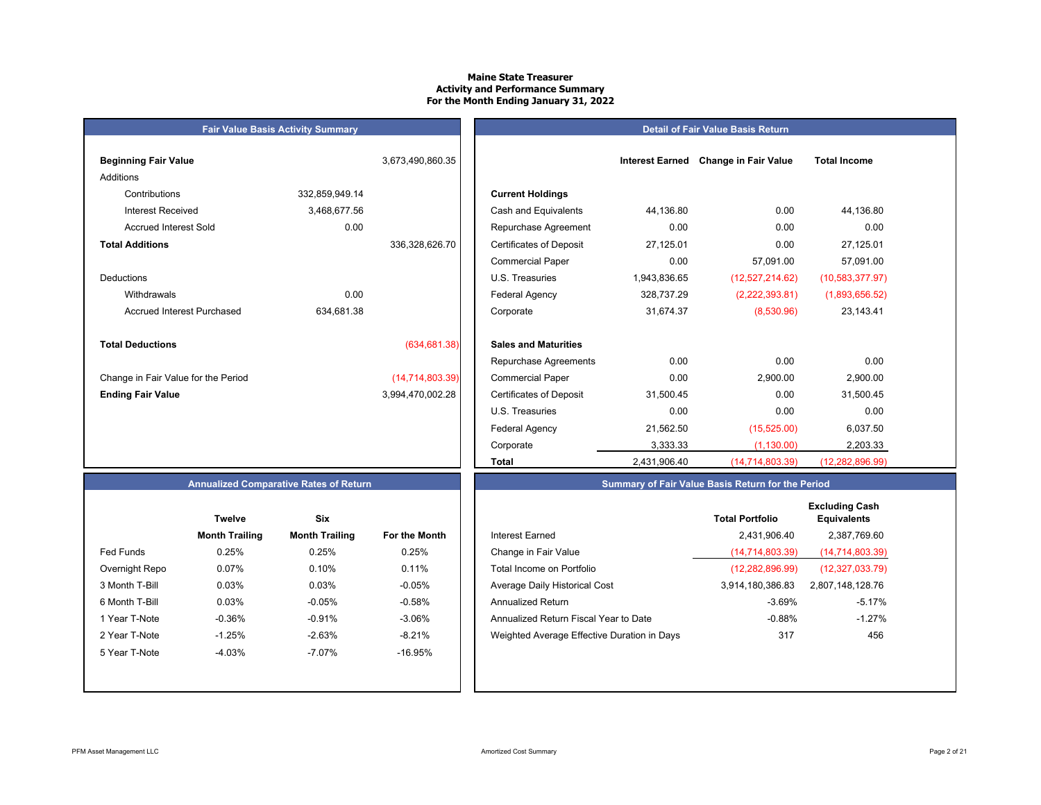# Maine State Treasurer
## Activity and Performance Summary
## For the Month Ending January 31, 2022

### Fair Value Basis Activity Summary

| | | |
|---|---|---|
| **Beginning Fair Value** | | 3,673,490,860.35 |
| Additions | | |
| Contributions | 332,859,949.14 | |
| Interest Received | 3,468,677.56 | |
| Accrued Interest Sold | 0.00 | |
| **Total Additions** | | 336,328,626.70 |
| Deductions | | |
| Withdrawals | 0.00 | |
| Accrued Interest Purchased | 634,681.38 | |
| **Total Deductions** | | (634,681.38) |
| Change in Fair Value for the Period | | (14,714,803.39) |
| **Ending Fair Value** | | 3,994,470,002.28 |

### Detail of Fair Value Basis Return

| | Interest Earned | Change in Fair Value | Total Income |
|---|---|---|---|
| **Current Holdings** | | | |
| Cash and Equivalents | 44,136.80 | 0.00 | 44,136.80 |
| Repurchase Agreement | 0.00 | 0.00 | 0.00 |
| Certificates of Deposit | 27,125.01 | 0.00 | 27,125.01 |
| Commercial Paper | 0.00 | 57,091.00 | 57,091.00 |
| U.S. Treasuries | 1,943,836.65 | (12,527,214.62) | (10,583,377.97) |
| Federal Agency | 328,737.29 | (2,222,393.81) | (1,893,656.52) |
| Corporate | 31,674.37 | (8,530.96) | 23,143.41 |
| **Sales and Maturities** | | | |
| Repurchase Agreements | 0.00 | 0.00 | 0.00 |
| Commercial Paper | 0.00 | 2,900.00 | 2,900.00 |
| Certificates of Deposit | 31,500.45 | 0.00 | 31,500.45 |
| U.S. Treasuries | 0.00 | 0.00 | 0.00 |
| Federal Agency | 21,562.50 | (15,525.00) | 6,037.50 |
| Corporate | 3,333.33 | (1,130.00) | 2,203.33 |
| **Total** | 2,431,906.40 | (14,714,803.39) | (12,282,896.99) |

### Annualized Comparative Rates of Return

| | Twelve Month Trailing | Six Month Trailing | For the Month |
|---|---|---|---|
| Fed Funds | 0.25% | 0.25% | 0.25% |
| Overnight Repo | 0.07% | 0.10% | 0.11% |
| 3 Month T-Bill | 0.03% | 0.03% | -0.05% |
| 6 Month T-Bill | 0.03% | -0.05% | -0.58% |
| 1 Year T-Note | -0.36% | -0.91% | -3.06% |
| 2 Year T-Note | -1.25% | -2.63% | -8.21% |
| 5 Year T-Note | -4.03% | -7.07% | -16.95% |

### Summary of Fair Value Basis Return for the Period

| | Total Portfolio | Excluding Cash Equivalents |
|---|---|---|
| Interest Earned | 2,431,906.40 | 2,387,769.60 |
| Change in Fair Value | (14,714,803.39) | (14,714,803.39) |
| Total Income on Portfolio | (12,282,896.99) | (12,327,033.79) |
| Average Daily Historical Cost | 3,914,180,386.83 | 2,807,148,128.76 |
| Annualized Return | -3.69% | -5.17% |
| Annualized Return Fiscal Year to Date | -0.88% | -1.27% |
| Weighted Average Effective Duration in Days | 317 | 456 |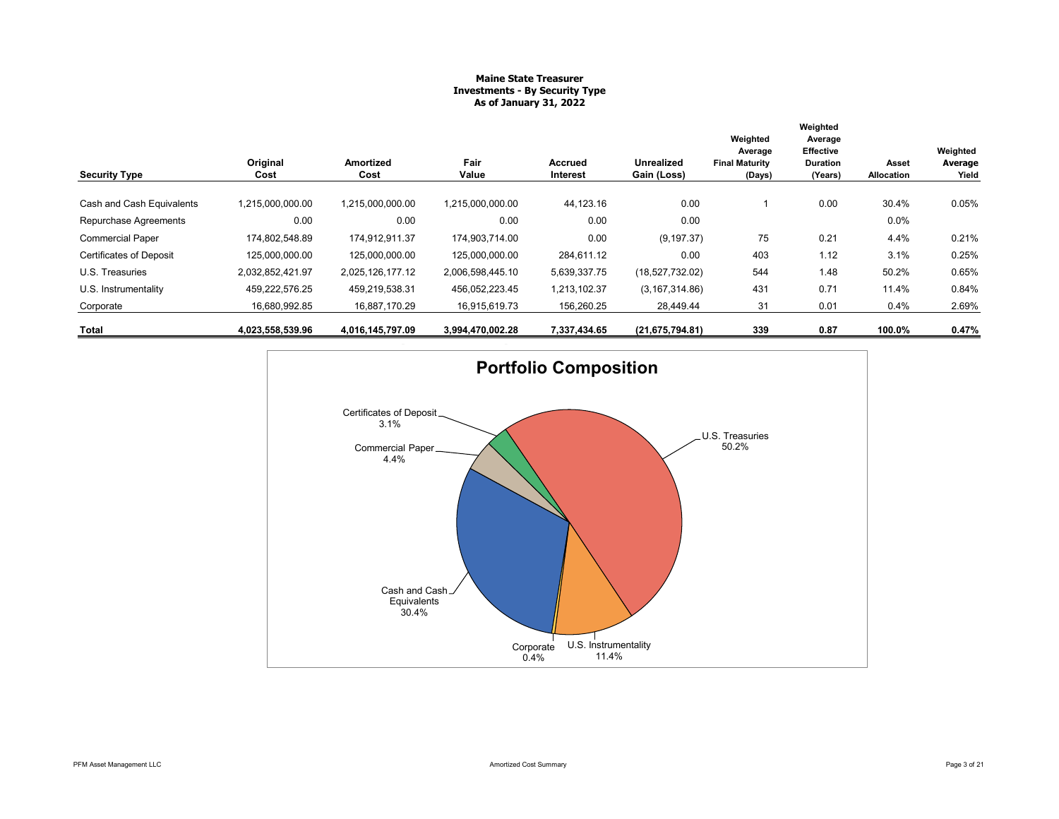**Maine State Treasurer**
**Investments - By Security Type**
**As of January 31, 2022**

| Security Type | Original Cost | Amortized Cost | Fair Value | Accrued Interest | Unrealized Gain (Loss) | Weighted Average Final Maturity (Days) | Weighted Average Effective Duration (Years) | Asset Allocation | Weighted Average Yield |
|---|---|---|---|---|---|---|---|---|---|
| Cash and Cash Equivalents | 1,215,000,000.00 | 1,215,000,000.00 | 1,215,000,000.00 | 44,123.16 | 0.00 | 1 | 0.00 | 30.4% | 0.05% |
| Repurchase Agreements | 0.00 | 0.00 | 0.00 | 0.00 | 0.00 | | | 0.0% | |
| Commercial Paper | 174,802,548.89 | 174,912,911.37 | 174,903,714.00 | 0.00 | (9,197.37) | 75 | 0.21 | 4.4% | 0.21% |
| Certificates of Deposit | 125,000,000.00 | 125,000,000.00 | 125,000,000.00 | 284,611.12 | 0.00 | 403 | 1.12 | 3.1% | 0.25% |
| U.S. Treasuries | 2,032,852,421.97 | 2,025,126,177.12 | 2,006,598,445.10 | 5,639,337.75 | (18,527,732.02) | 544 | 1.48 | 50.2% | 0.65% |
| U.S. Instrumentality | 459,222,576.25 | 459,219,538.31 | 456,052,223.45 | 1,213,102.37 | (3,167,314.86) | 431 | 0.71 | 11.4% | 0.84% |
| Corporate | 16,680,992.85 | 16,887,170.29 | 16,915,619.73 | 156,260.25 | 28,449.44 | 31 | 0.01 | 0.4% | 2.69% |
| **Total** | **4,023,558,539.96** | **4,016,145,797.09** | **3,994,470,002.28** | **7,337,434.65** | **(21,675,794.81)** | **339** | **0.87** | **100.0%** | **0.47%** |

## Portfolio Composition

- U.S. Treasuries 50.2%
- Cash and Cash Equivalents 30.4%
- U.S. Instrumentality 11.4%
- Commercial Paper 4.4%
- Certificates of Deposit 3.1%
- Corporate 0.4%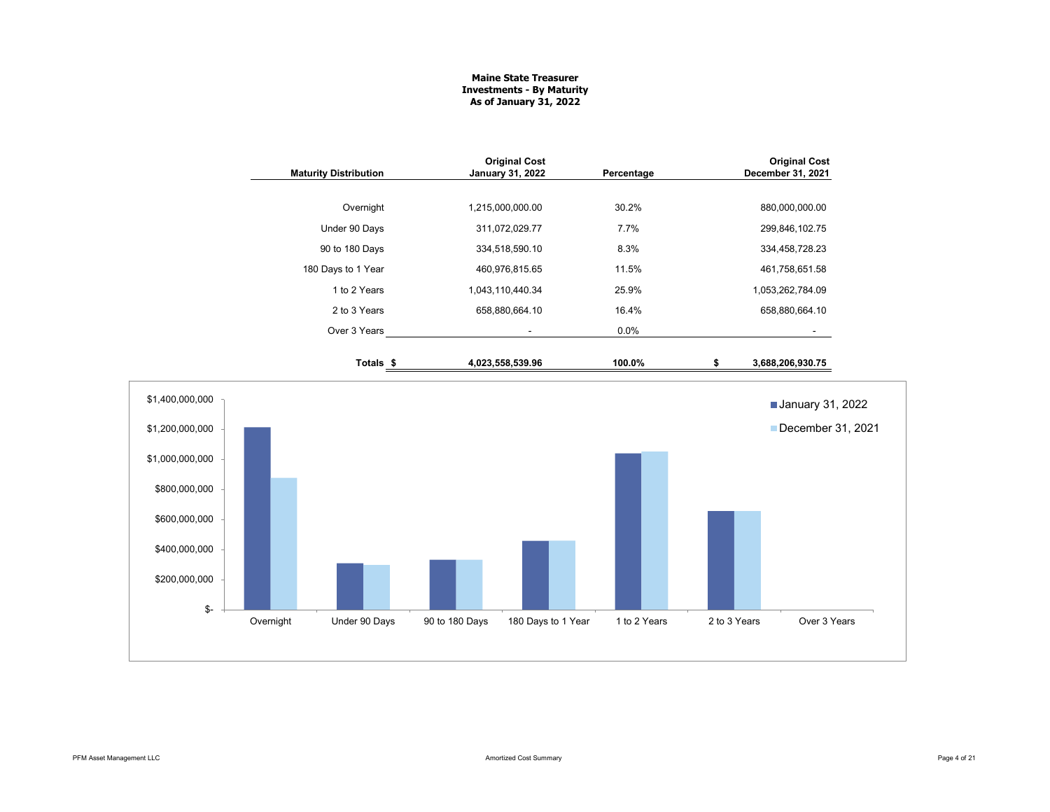**Maine State Treasurer**
**Investments - By Maturity**
**As of January 31, 2022**

| Maturity Distribution | Original Cost January 31, 2022 | Percentage | Original Cost December 31, 2021 |
|---|---|---|---|
| Overnight | 1,215,000,000.00 | 30.2% | 880,000,000.00 |
| Under 90 Days | 311,072,029.77 | 7.7% | 299,846,102.75 |
| 90 to 180 Days | 334,518,590.10 | 8.3% | 334,458,728.23 |
| 180 Days to 1 Year | 460,976,815.65 | 11.5% | 461,758,651.58 |
| 1 to 2 Years | 1,043,110,440.34 | 25.9% | 1,053,262,784.09 |
| 2 to 3 Years | 658,880,664.10 | 16.4% | 658,880,664.10 |
| Over 3 Years | - | 0.0% | - |
| **Totals** | **$ 4,023,558,539.96** | **100.0%** | **$ 3,688,206,930.75** |

Amortized Cost Summary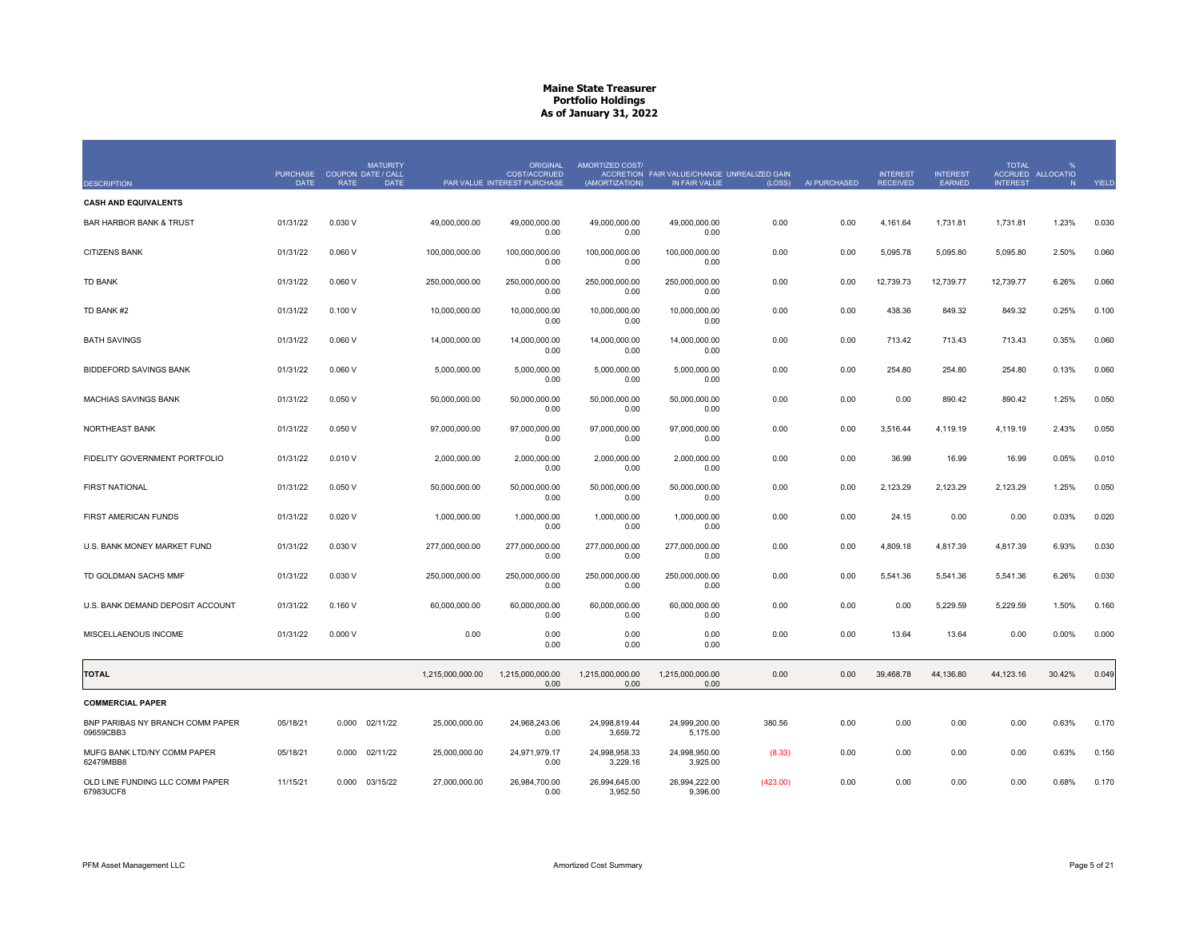# Maine State Treasurer
## Portfolio Holdings
### As of January 31, 2022

| DESCRIPTION | PURCHASE DATE | COUPON RATE | MATURITY DATE / CALL DATE | PAR VALUE | ORIGINAL COST/ACCRUED INTEREST PURCHASE | AMORTIZED COST/ ACCRETION (AMORTIZATION) | FAIR VALUE/CHANGE IN FAIR VALUE | UNREALIZED GAIN (LOSS) | AI PURCHASED | INTEREST RECEIVED | INTEREST EARNED | TOTAL ACCRUED INTEREST | % ALLOCATION | YIELD |
|---|---|---|---|---|---|---|---|---|---|---|---|---|---|---|
| **CASH AND EQUIVALENTS** | | | | | | | | | | | | | | |
| BAR HARBOR BANK & TRUST | 01/31/22 | 0.030 V | | 49,000,000.00 | 49,000,000.00 0.00 | 49,000,000.00 0.00 | 49,000,000.00 0.00 | 0.00 | 0.00 | 4,161.64 | 1,731.81 | 1,731.81 | 1.23% | 0.030 |
| CITIZENS BANK | 01/31/22 | 0.060 V | | 100,000,000.00 | 100,000,000.00 0.00 | 100,000,000.00 0.00 | 100,000,000.00 0.00 | 0.00 | 0.00 | 5,095.78 | 5,095.80 | 5,095.80 | 2.50% | 0.060 |
| TD BANK | 01/31/22 | 0.060 V | | 250,000,000.00 | 250,000,000.00 0.00 | 250,000,000.00 0.00 | 250,000,000.00 0.00 | 0.00 | 0.00 | 12,739.73 | 12,739.77 | 12,739.77 | 6.26% | 0.060 |
| TD BANK #2 | 01/31/22 | 0.100 V | | 10,000,000.00 | 10,000,000.00 0.00 | 10,000,000.00 0.00 | 10,000,000.00 0.00 | 0.00 | 0.00 | 438.36 | 849.32 | 849.32 | 0.25% | 0.100 |
| BATH SAVINGS | 01/31/22 | 0.060 V | | 14,000,000.00 | 14,000,000.00 0.00 | 14,000,000.00 0.00 | 14,000,000.00 0.00 | 0.00 | 0.00 | 713.42 | 713.43 | 713.43 | 0.35% | 0.060 |
| BIDDEFORD SAVINGS BANK | 01/31/22 | 0.060 V | | 5,000,000.00 | 5,000,000.00 0.00 | 5,000,000.00 0.00 | 5,000,000.00 0.00 | 0.00 | 0.00 | 254.80 | 254.80 | 254.80 | 0.13% | 0.060 |
| MACHIAS SAVINGS BANK | 01/31/22 | 0.050 V | | 50,000,000.00 | 50,000,000.00 0.00 | 50,000,000.00 0.00 | 50,000,000.00 0.00 | 0.00 | 0.00 | 0.00 | 890.42 | 890.42 | 1.25% | 0.050 |
| NORTHEAST BANK | 01/31/22 | 0.050 V | | 97,000,000.00 | 97,000,000.00 0.00 | 97,000,000.00 0.00 | 97,000,000.00 0.00 | 0.00 | 0.00 | 3,516.44 | 4,119.19 | 4,119.19 | 2.43% | 0.050 |
| FIDELITY GOVERNMENT PORTFOLIO | 01/31/22 | 0.010 V | | 2,000,000.00 | 2,000,000.00 0.00 | 2,000,000.00 0.00 | 2,000,000.00 0.00 | 0.00 | 0.00 | 36.99 | 16.99 | 16.99 | 0.05% | 0.010 |
| FIRST NATIONAL | 01/31/22 | 0.050 V | | 50,000,000.00 | 50,000,000.00 0.00 | 50,000,000.00 0.00 | 50,000,000.00 0.00 | 0.00 | 0.00 | 2,123.29 | 2,123.29 | 2,123.29 | 1.25% | 0.050 |
| FIRST AMERICAN FUNDS | 01/31/22 | 0.020 V | | 1,000,000.00 | 1,000,000.00 0.00 | 1,000,000.00 0.00 | 1,000,000.00 0.00 | 0.00 | 0.00 | 24.15 | 0.00 | 0.00 | 0.03% | 0.020 |
| U.S. BANK MONEY MARKET FUND | 01/31/22 | 0.030 V | | 277,000,000.00 | 277,000,000.00 0.00 | 277,000,000.00 0.00 | 277,000,000.00 0.00 | 0.00 | 0.00 | 4,809.18 | 4,817.39 | 4,817.39 | 6.93% | 0.030 |
| TD GOLDMAN SACHS MMF | 01/31/22 | 0.030 V | | 250,000,000.00 | 250,000,000.00 0.00 | 250,000,000.00 0.00 | 250,000,000.00 0.00 | 0.00 | 0.00 | 5,541.36 | 5,541.36 | 5,541.36 | 6.26% | 0.030 |
| U.S. BANK DEMAND DEPOSIT ACCOUNT | 01/31/22 | 0.160 V | | 60,000,000.00 | 60,000,000.00 0.00 | 60,000,000.00 0.00 | 60,000,000.00 0.00 | 0.00 | 0.00 | 0.00 | 5,229.59 | 5,229.59 | 1.50% | 0.160 |
| MISCELLANEOUS INCOME | 01/31/22 | 0.000 V | | 0.00 | 0.00 0.00 | 0.00 0.00 | 0.00 0.00 | 0.00 | 0.00 | 13.64 | 13.64 | 0.00 | 0.00% | 0.000 |
| **TOTAL** | | | | 1,215,000,000.00 | 1,215,000,000.00 0.00 | 1,215,000,000.00 0.00 | 1,215,000,000.00 0.00 | 0.00 | 0.00 | 39,468.78 | 44,136.80 | 44,123.16 | 30.42% | 0.049 |
| **COMMERCIAL PAPER** | | | | | | | | | | | | | | |
| BNP PARIBAS NY BRANCH COMM PAPER 09659CBB3 | 05/18/21 | 0.000 | 02/11/22 | 25,000,000.00 | 24,968,243.06 0.00 | 24,998,819.44 3,659.72 | 24,999,200.00 5,175.00 | 380.56 | 0.00 | 0.00 | 0.00 | 0.00 | 0.63% | 0.170 |
| MUFG BANK LTD/NY COMM PAPER 62479MBB8 | 05/18/21 | 0.000 | 02/11/22 | 25,000,000.00 | 24,971,979.17 0.00 | 24,998,958.33 3,229.16 | 24,998,950.00 3,925.00 | (8.33) | 0.00 | 0.00 | 0.00 | 0.00 | 0.63% | 0.150 |
| OLD LINE FUNDING LLC COMM PAPER 67983UCF8 | 11/15/21 | 0.000 | 03/15/22 | 27,000,000.00 | 26,984,700.00 0.00 | 26,994,645.00 3,952.50 | 26,994,222.00 9,396.00 | (423.00) | 0.00 | 0.00 | 0.00 | 0.00 | 0.68% | 0.170 |

PFM Asset Management LLC — Amortized Cost Summary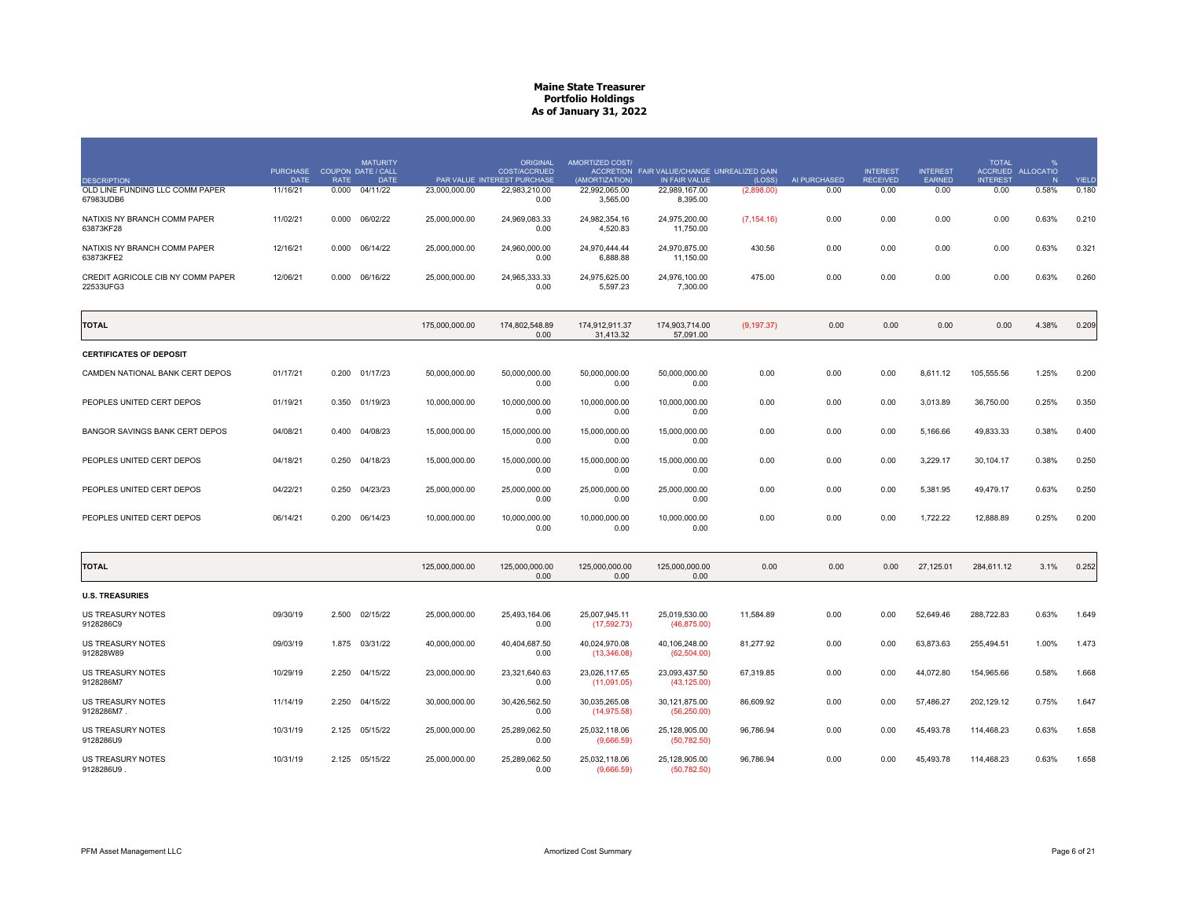# Maine State Treasurer
## Portfolio Holdings
### As of January 31, 2022

| DESCRIPTION | PURCHASE DATE | COUPON RATE | MATURITY DATE / CALL DATE | PAR VALUE | ORIGINAL COST/ACCRUED INTEREST PURCHASE | AMORTIZED COST/ ACCRETION (AMORTIZATION) | FAIR VALUE/CHANGE IN FAIR VALUE | UNREALIZED GAIN (LOSS) | AI PURCHASED | INTEREST RECEIVED | INTEREST EARNED | TOTAL ACCRUED INTEREST | % ALLOCATION | YIELD |
|---|---|---|---|---|---|---|---|---|---|---|---|---|---|---|
| OLD LINE FUNDING LLC COMM PAPER 67983UDB6 | 11/16/21 | 0.000 | 04/11/22 | 23,000,000.00 | 22,983,210.00 0.00 | 22,992,065.00 3,565.00 | 22,989,167.00 8,395.00 | (2,898.00) | 0.00 | 0.00 | 0.00 | 0.00 | 0.58% | 0.180 |
| NATIXIS NY BRANCH COMM PAPER 63873KF28 | 11/02/21 | 0.000 | 06/02/22 | 25,000,000.00 | 24,969,083.33 0.00 | 24,982,354.16 4,520.83 | 24,975,200.00 11,750.00 | (7,154.16) | 0.00 | 0.00 | 0.00 | 0.00 | 0.63% | 0.210 |
| NATIXIS NY BRANCH COMM PAPER 63873KFE2 | 12/16/21 | 0.000 | 06/14/22 | 25,000,000.00 | 24,960,000.00 0.00 | 24,970,444.44 6,888.88 | 24,970,875.00 11,150.00 | 430.56 | 0.00 | 0.00 | 0.00 | 0.00 | 0.63% | 0.321 |
| CREDIT AGRICOLE CIB NY COMM PAPER 22533UFG3 | 12/06/21 | 0.000 | 06/16/22 | 25,000,000.00 | 24,965,333.33 0.00 | 24,975,625.00 5,597.23 | 24,976,100.00 7,300.00 | 475.00 | 0.00 | 0.00 | 0.00 | 0.00 | 0.63% | 0.260 |
| **TOTAL** | | | | 175,000,000.00 | 174,802,548.89 0.00 | 174,912,911.37 31,413.32 | 174,903,714.00 57,091.00 | (9,197.37) | 0.00 | 0.00 | 0.00 | 0.00 | 4.38% | 0.209 |
| **CERTIFICATES OF DEPOSIT** | | | | | | | | | | | | | | |
| CAMDEN NATIONAL BANK CERT DEPOS | 01/17/21 | 0.200 | 01/17/23 | 50,000,000.00 | 50,000,000.00 0.00 | 50,000,000.00 0.00 | 50,000,000.00 0.00 | 0.00 | 0.00 | 0.00 | 8,611.12 | 105,555.56 | 1.25% | 0.200 |
| PEOPLES UNITED CERT DEPOS | 01/19/21 | 0.350 | 01/19/23 | 10,000,000.00 | 10,000,000.00 0.00 | 10,000,000.00 0.00 | 10,000,000.00 0.00 | 0.00 | 0.00 | 0.00 | 3,013.89 | 36,750.00 | 0.25% | 0.350 |
| BANGOR SAVINGS BANK CERT DEPOS | 04/08/21 | 0.400 | 04/08/23 | 15,000,000.00 | 15,000,000.00 0.00 | 15,000,000.00 0.00 | 15,000,000.00 0.00 | 0.00 | 0.00 | 0.00 | 5,166.66 | 49,833.33 | 0.38% | 0.400 |
| PEOPLES UNITED CERT DEPOS | 04/18/21 | 0.250 | 04/18/23 | 15,000,000.00 | 15,000,000.00 0.00 | 15,000,000.00 0.00 | 15,000,000.00 0.00 | 0.00 | 0.00 | 0.00 | 3,229.17 | 30,104.17 | 0.38% | 0.250 |
| PEOPLES UNITED CERT DEPOS | 04/22/21 | 0.250 | 04/23/23 | 25,000,000.00 | 25,000,000.00 0.00 | 25,000,000.00 0.00 | 25,000,000.00 0.00 | 0.00 | 0.00 | 0.00 | 5,381.95 | 49,479.17 | 0.63% | 0.250 |
| PEOPLES UNITED CERT DEPOS | 06/14/21 | 0.200 | 06/14/23 | 10,000,000.00 | 10,000,000.00 0.00 | 10,000,000.00 0.00 | 10,000,000.00 0.00 | 0.00 | 0.00 | 0.00 | 1,722.22 | 12,888.89 | 0.25% | 0.200 |
| **TOTAL** | | | | 125,000,000.00 | 125,000,000.00 0.00 | 125,000,000.00 0.00 | 125,000,000.00 0.00 | 0.00 | 0.00 | 0.00 | 27,125.01 | 284,611.12 | 3.1% | 0.252 |
| **U.S. TREASURIES** | | | | | | | | | | | | | | |
| US TREASURY NOTES 9128286C9 | 09/30/19 | 2.500 | 02/15/22 | 25,000,000.00 | 25,493,164.06 0.00 | 25,007,945.11 (17,592.73) | 25,019,530.00 (46,875.00) | 11,584.89 | 0.00 | 0.00 | 52,649.46 | 288,722.83 | 0.63% | 1.649 |
| US TREASURY NOTES 912828W89 | 09/03/19 | 1.875 | 03/31/22 | 40,000,000.00 | 40,404,687.50 0.00 | 40,024,970.08 (13,346.08) | 40,106,248.00 (62,504.00) | 81,277.92 | 0.00 | 0.00 | 63,873.63 | 255,494.51 | 1.00% | 1.473 |
| US TREASURY NOTES 9128286M7 | 10/29/19 | 2.250 | 04/15/22 | 23,000,000.00 | 23,321,640.63 0.00 | 23,026,117.65 (11,091.05) | 23,093,437.50 (43,125.00) | 67,319.85 | 0.00 | 0.00 | 44,072.80 | 154,965.66 | 0.58% | 1.668 |
| US TREASURY NOTES 9128286M7 . | 11/14/19 | 2.250 | 04/15/22 | 30,000,000.00 | 30,426,562.50 0.00 | 30,035,265.08 (14,975.58) | 30,121,875.00 (56,250.00) | 86,609.92 | 0.00 | 0.00 | 57,486.27 | 202,129.12 | 0.75% | 1.647 |
| US TREASURY NOTES 9128286U9 | 10/31/19 | 2.125 | 05/15/22 | 25,000,000.00 | 25,289,062.50 0.00 | 25,032,118.06 (9,666.59) | 25,128,905.00 (50,782.50) | 96,786.94 | 0.00 | 0.00 | 45,493.78 | 114,468.23 | 0.63% | 1.658 |
| US TREASURY NOTES 9128286U9 . | 10/31/19 | 2.125 | 05/15/22 | 25,000,000.00 | 25,289,062.50 0.00 | 25,032,118.06 (9,666.59) | 25,128,905.00 (50,782.50) | 96,786.94 | 0.00 | 0.00 | 45,493.78 | 114,468.23 | 0.63% | 1.658 |

PFM Asset Management LLC — Amortized Cost Summary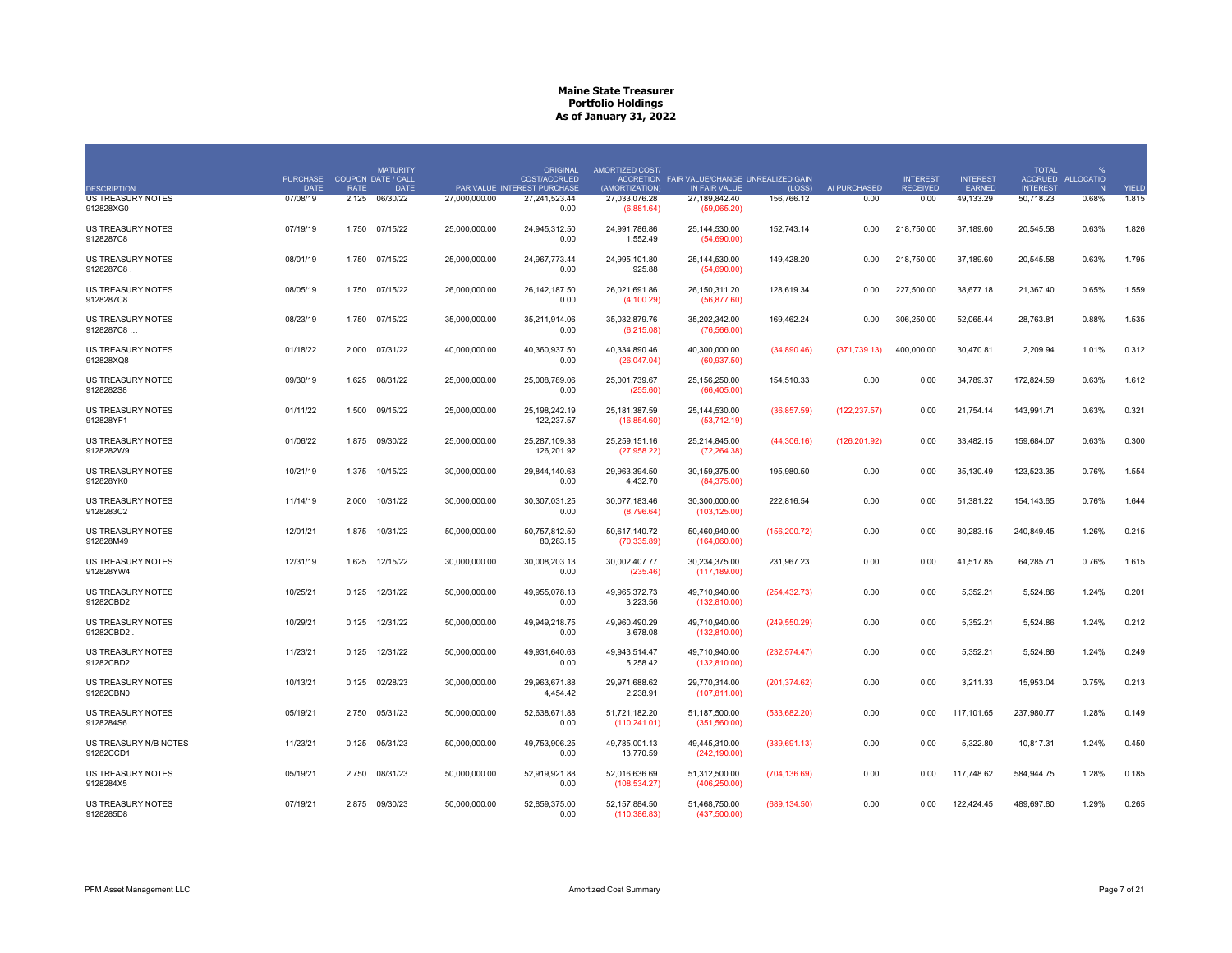# Maine State Treasurer
## Portfolio Holdings
### As of January 31, 2022

| DESCRIPTION | PURCHASE DATE | COUPON RATE | MATURITY DATE / CALL DATE | PAR VALUE | ORIGINAL COST/ACCRUED INTEREST PURCHASE | AMORTIZED COST/ ACCRETION (AMORTIZATION) | FAIR VALUE/CHANGE IN FAIR VALUE | UNREALIZED GAIN (LOSS) | AI PURCHASED | INTEREST RECEIVED | INTEREST EARNED | TOTAL ACCRUED INTEREST | % ALLOCATION | YIELD |
|---|---|---|---|---|---|---|---|---|---|---|---|---|---|---|
| US TREASURY NOTES 912828XG0 | 07/08/19 | 2.125 | 06/30/22 | 27,000,000.00 | 27,241,523.44 0.00 | 27,033,076.28 (6,881.64) | 27,189,842.40 (59,065.20) | 156,766.12 | 0.00 | 0.00 | 49,133.29 | 50,718.23 | 0.68% | 1.815 |
| US TREASURY NOTES 9128287C8 | 07/19/19 | 1.750 | 07/15/22 | 25,000,000.00 | 24,945,312.50 0.00 | 24,991,786.86 1,552.49 | 25,144,530.00 (54,690.00) | 152,743.14 | 0.00 | 218,750.00 | 37,189.60 | 20,545.58 | 0.63% | 1.826 |
| US TREASURY NOTES 9128287C8 . | 08/01/19 | 1.750 | 07/15/22 | 25,000,000.00 | 24,967,773.44 0.00 | 24,995,101.80 925.88 | 25,144,530.00 (54,690.00) | 149,428.20 | 0.00 | 218,750.00 | 37,189.60 | 20,545.58 | 0.63% | 1.795 |
| US TREASURY NOTES 9128287C8 .. | 08/05/19 | 1.750 | 07/15/22 | 26,000,000.00 | 26,142,187.50 0.00 | 26,021,691.86 (4,100.29) | 26,150,311.20 (56,877.60) | 128,619.34 | 0.00 | 227,500.00 | 38,677.18 | 21,367.40 | 0.65% | 1.559 |
| US TREASURY NOTES 9128287C8 ... | 08/23/19 | 1.750 | 07/15/22 | 35,000,000.00 | 35,211,914.06 0.00 | 35,032,879.76 (6,215.08) | 35,202,342.00 (76,566.00) | 169,462.24 | 0.00 | 306,250.00 | 52,065.44 | 28,763.81 | 0.88% | 1.535 |
| US TREASURY NOTES 912828XQ8 | 01/18/22 | 2.000 | 07/31/22 | 40,000,000.00 | 40,360,937.50 0.00 | 40,334,890.46 (26,047.04) | 40,300,000.00 (60,937.50) | (34,890.46) | (371,739.13) | 400,000.00 | 30,470.81 | 2,209.94 | 1.01% | 0.312 |
| US TREASURY NOTES 9128282S8 | 09/30/19 | 1.625 | 08/31/22 | 25,000,000.00 | 25,008,789.06 0.00 | 25,001,739.67 (255.60) | 25,156,250.00 (66,405.00) | 154,510.33 | 0.00 | 0.00 | 34,789.37 | 172,824.59 | 0.63% | 1.612 |
| US TREASURY NOTES 912828YF1 | 01/11/22 | 1.500 | 09/15/22 | 25,000,000.00 | 25,198,242.19 122,237.57 | 25,181,387.59 (16,854.60) | 25,144,530.00 (53,712.19) | (36,857.59) | (122,237.57) | 0.00 | 21,754.14 | 143,991.71 | 0.63% | 0.321 |
| US TREASURY NOTES 9128282W9 | 01/06/22 | 1.875 | 09/30/22 | 25,000,000.00 | 25,287,109.38 126,201.92 | 25,259,151.16 (27,958.22) | 25,214,845.00 (72,264.38) | (44,306.16) | (126,201.92) | 0.00 | 33,482.15 | 159,684.07 | 0.63% | 0.300 |
| US TREASURY NOTES 912828YK0 | 10/21/19 | 1.375 | 10/15/22 | 30,000,000.00 | 29,844,140.63 0.00 | 29,963,394.50 4,432.70 | 30,159,375.00 (84,375.00) | 195,980.50 | 0.00 | 0.00 | 35,130.49 | 123,523.35 | 0.76% | 1.554 |
| US TREASURY NOTES 9128283C2 | 11/14/19 | 2.000 | 10/31/22 | 30,000,000.00 | 30,307,031.25 0.00 | 30,077,183.46 (8,796.64) | 30,300,000.00 (103,125.00) | 222,816.54 | 0.00 | 0.00 | 51,381.22 | 154,143.65 | 0.76% | 1.644 |
| US TREASURY NOTES 912828M49 | 12/01/21 | 1.875 | 10/31/22 | 50,000,000.00 | 50,757,812.50 80,283.15 | 50,617,140.72 (70,335.89) | 50,460,940.00 (164,060.00) | (156,200.72) | 0.00 | 0.00 | 80,283.15 | 240,849.45 | 1.26% | 0.215 |
| US TREASURY NOTES 912828YW4 | 12/31/19 | 1.625 | 12/15/22 | 30,000,000.00 | 30,008,203.13 0.00 | 30,002,407.77 (235.46) | 30,234,375.00 (117,189.00) | 231,967.23 | 0.00 | 0.00 | 41,517.85 | 64,285.71 | 0.76% | 1.615 |
| US TREASURY NOTES 91282CBD2 | 10/25/21 | 0.125 | 12/31/22 | 50,000,000.00 | 49,955,078.13 0.00 | 49,965,372.73 3,223.56 | 49,710,940.00 (132,810.00) | (254,432.73) | 0.00 | 0.00 | 5,352.21 | 5,524.86 | 1.24% | 0.201 |
| US TREASURY NOTES 91282CBD2 . | 10/29/21 | 0.125 | 12/31/22 | 50,000,000.00 | 49,949,218.75 0.00 | 49,960,490.29 3,678.08 | 49,710,940.00 (132,810.00) | (249,550.29) | 0.00 | 0.00 | 5,352.21 | 5,524.86 | 1.24% | 0.212 |
| US TREASURY NOTES 91282CBD2 .. | 11/23/21 | 0.125 | 12/31/22 | 50,000,000.00 | 49,931,640.63 0.00 | 49,943,514.47 5,258.42 | 49,710,940.00 (132,810.00) | (232,574.47) | 0.00 | 0.00 | 5,352.21 | 5,524.86 | 1.24% | 0.249 |
| US TREASURY NOTES 91282CBN0 | 10/13/21 | 0.125 | 02/28/23 | 30,000,000.00 | 29,963,671.88 4,454.42 | 29,971,688.62 2,238.91 | 29,770,314.00 (107,811.00) | (201,374.62) | 0.00 | 0.00 | 3,211.33 | 15,953.04 | 0.75% | 0.213 |
| US TREASURY NOTES 9128284S6 | 05/19/21 | 2.750 | 05/31/23 | 50,000,000.00 | 52,638,671.88 0.00 | 51,721,182.20 (110,241.01) | 51,187,500.00 (351,560.00) | (533,682.20) | 0.00 | 0.00 | 117,101.65 | 237,980.77 | 1.28% | 0.149 |
| US TREASURY N/B NOTES 91282CCD1 | 11/23/21 | 0.125 | 05/31/23 | 50,000,000.00 | 49,753,906.25 0.00 | 49,785,001.13 13,770.59 | 49,445,310.00 (242,190.00) | (339,691.13) | 0.00 | 0.00 | 5,322.80 | 10,817.31 | 1.24% | 0.450 |
| US TREASURY NOTES 9128284X5 | 05/19/21 | 2.750 | 08/31/23 | 50,000,000.00 | 52,919,921.88 0.00 | 52,016,636.69 (108,534.27) | 51,312,500.00 (406,250.00) | (704,136.69) | 0.00 | 0.00 | 117,748.62 | 584,944.75 | 1.28% | 0.185 |
| US TREASURY NOTES 9128285D8 | 07/19/21 | 2.875 | 09/30/23 | 50,000,000.00 | 52,859,375.00 0.00 | 52,157,884.50 (110,386.83) | 51,468,750.00 (437,500.00) | (689,134.50) | 0.00 | 0.00 | 122,424.45 | 489,697.80 | 1.29% | 0.265 |

PFM Asset Management LLC — Amortized Cost Summary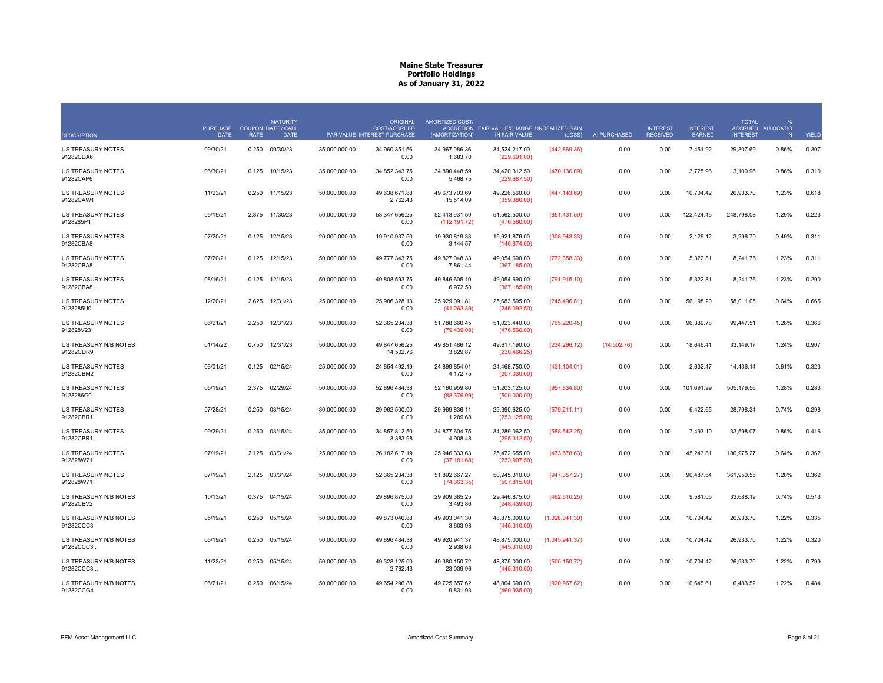# Maine State Treasurer
## Portfolio Holdings
### As of January 31, 2022

| DESCRIPTION | PURCHASE DATE | COUPON RATE | MATURITY DATE / CALL DATE | PAR VALUE | ORIGINAL COST/ACCRUED INTEREST PURCHASE | AMORTIZED COST/ ACCRETION (AMORTIZATION) | FAIR VALUE/CHANGE IN FAIR VALUE | UNREALIZED GAIN (LOSS) | AI PURCHASED | INTEREST RECEIVED | INTEREST EARNED | TOTAL ACCRUED INTEREST | % ALLOCATION | YIELD |
|---|---|---|---|---|---|---|---|---|---|---|---|---|---|---|
| US TREASURY NOTES 91282CDA6 | 09/30/21 | 0.250 | 09/30/23 | 35,000,000.00 | 34,960,351.56<br>0.00 | 34,967,086.36<br>1,683.70 | 34,524,217.00<br>(229,691.00) | (442,869.36) | 0.00 | 0.00 | 7,451.92 | 29,807.69 | 0.86% | 0.307 |
| US TREASURY NOTES 91282CAP6 | 06/30/21 | 0.125 | 10/15/23 | 35,000,000.00 | 34,852,343.75<br>0.00 | 34,890,448.59<br>5,468.75 | 34,420,312.50<br>(229,687.50) | (470,136.09) | 0.00 | 0.00 | 3,725.96 | 13,100.96 | 0.86% | 0.310 |
| US TREASURY NOTES 91282CAW1 | 11/23/21 | 0.250 | 11/15/23 | 50,000,000.00 | 49,638,671.88<br>2,762.43 | 49,673,703.69<br>15,514.09 | 49,226,560.00<br>(359,380.00) | (447,143.69) | 0.00 | 0.00 | 10,704.42 | 26,933.70 | 1.23% | 0.618 |
| US TREASURY NOTES 9128285P1 | 05/19/21 | 2.875 | 11/30/23 | 50,000,000.00 | 53,347,656.25<br>0.00 | 52,413,931.59<br>(112,191.72) | 51,562,500.00<br>(476,560.00) | (851,431.59) | 0.00 | 0.00 | 122,424.45 | 248,798.08 | 1.29% | 0.223 |
| US TREASURY NOTES 91282CBA8 | 07/20/21 | 0.125 | 12/15/23 | 20,000,000.00 | 19,910,937.50<br>0.00 | 19,930,819.33<br>3,144.57 | 19,621,876.00<br>(146,874.00) | (308,943.33) | 0.00 | 0.00 | 2,129.12 | 3,296.70 | 0.49% | 0.311 |
| US TREASURY NOTES 91282CBA8 . | 07/20/21 | 0.125 | 12/15/23 | 50,000,000.00 | 49,777,343.75<br>0.00 | 49,827,048.33<br>7,861.44 | 49,054,690.00<br>(367,185.00) | (772,358.33) | 0.00 | 0.00 | 5,322.81 | 8,241.76 | 1.23% | 0.311 |
| US TREASURY NOTES 91282CBA8 .. | 08/16/21 | 0.125 | 12/15/23 | 50,000,000.00 | 49,808,593.75<br>0.00 | 49,846,605.10<br>6,972.50 | 49,054,690.00<br>(367,185.00) | (791,915.10) | 0.00 | 0.00 | 5,322.81 | 8,241.76 | 1.23% | 0.290 |
| US TREASURY NOTES 9128285U0 | 12/20/21 | 2.625 | 12/31/23 | 25,000,000.00 | 25,986,328.13<br>0.00 | 25,929,091.81<br>(41,263.39) | 25,683,595.00<br>(246,092.50) | (245,496.81) | 0.00 | 0.00 | 56,198.20 | 58,011.05 | 0.64% | 0.665 |
| US TREASURY NOTES 912828V23 | 06/21/21 | 2.250 | 12/31/23 | 50,000,000.00 | 52,365,234.38<br>0.00 | 51,788,660.45<br>(79,439.08) | 51,023,440.00<br>(476,560.00) | (765,220.45) | 0.00 | 0.00 | 96,339.78 | 99,447.51 | 1.28% | 0.366 |
| US TREASURY N/B NOTES 91282CDR9 | 01/14/22 | 0.750 | 12/31/23 | 50,000,000.00 | 49,847,656.25<br>14,502.76 | 49,851,486.12<br>3,829.87 | 49,617,190.00<br>(230,466.25) | (234,296.12) | (14,502.76) | 0.00 | 18,646.41 | 33,149.17 | 1.24% | 0.907 |
| US TREASURY NOTES 91282CBM2 | 03/01/21 | 0.125 | 02/15/24 | 25,000,000.00 | 24,854,492.19<br>0.00 | 24,899,854.01<br>4,172.75 | 24,468,750.00<br>(207,030.00) | (431,104.01) | 0.00 | 0.00 | 2,632.47 | 14,436.14 | 0.61% | 0.323 |
| US TREASURY NOTES 9128286G0 | 05/19/21 | 2.375 | 02/29/24 | 50,000,000.00 | 52,896,484.38<br>0.00 | 52,160,959.80<br>(88,376.99) | 51,203,125.00<br>(500,000.00) | (957,834.80) | 0.00 | 0.00 | 101,691.99 | 505,179.56 | 1.28% | 0.283 |
| US TREASURY NOTES 91282CBR1 | 07/28/21 | 0.250 | 03/15/24 | 30,000,000.00 | 29,962,500.00<br>0.00 | 29,969,836.11<br>1,209.68 | 29,390,625.00<br>(253,125.00) | (579,211.11) | 0.00 | 0.00 | 6,422.65 | 28,798.34 | 0.74% | 0.298 |
| US TREASURY NOTES 91282CBR1 . | 09/29/21 | 0.250 | 03/15/24 | 35,000,000.00 | 34,857,812.50<br>3,383.98 | 34,877,604.75<br>4,908.48 | 34,289,062.50<br>(295,312.50) | (588,542.25) | 0.00 | 0.00 | 7,493.10 | 33,598.07 | 0.86% | 0.416 |
| US TREASURY NOTES 912828W71 | 07/19/21 | 2.125 | 03/31/24 | 25,000,000.00 | 26,182,617.19<br>0.00 | 25,946,333.63<br>(37,181.68) | 25,472,655.00<br>(253,907.50) | (473,678.63) | 0.00 | 0.00 | 45,243.81 | 180,975.27 | 0.64% | 0.362 |
| US TREASURY NOTES 912828W71 . | 07/19/21 | 2.125 | 03/31/24 | 50,000,000.00 | 52,365,234.38<br>0.00 | 51,892,667.27<br>(74,363.35) | 50,945,310.00<br>(507,815.00) | (947,357.27) | 0.00 | 0.00 | 90,487.64 | 361,950.55 | 1.28% | 0.362 |
| US TREASURY N/B NOTES 91282CBV2 | 10/13/21 | 0.375 | 04/15/24 | 30,000,000.00 | 29,896,875.00<br>0.00 | 29,909,385.25<br>3,493.86 | 29,446,875.00<br>(248,439.00) | (462,510.25) | 0.00 | 0.00 | 9,581.05 | 33,688.19 | 0.74% | 0.513 |
| US TREASURY N/B NOTES 91282CCC3 | 05/19/21 | 0.250 | 05/15/24 | 50,000,000.00 | 49,873,046.88<br>0.00 | 49,903,041.30<br>3,603.98 | 48,875,000.00<br>(445,310.00) | (1,028,041.30) | 0.00 | 0.00 | 10,704.42 | 26,933.70 | 1.22% | 0.335 |
| US TREASURY N/B NOTES 91282CCC3 . | 05/19/21 | 0.250 | 05/15/24 | 50,000,000.00 | 49,896,484.38<br>0.00 | 49,920,941.37<br>2,938.63 | 48,875,000.00<br>(445,310.00) | (1,045,941.37) | 0.00 | 0.00 | 10,704.42 | 26,933.70 | 1.22% | 0.320 |
| US TREASURY N/B NOTES 91282CCC3 .. | 11/23/21 | 0.250 | 05/15/24 | 50,000,000.00 | 49,328,125.00<br>2,762.43 | 49,380,150.72<br>23,039.96 | 48,875,000.00<br>(445,310.00) | (505,150.72) | 0.00 | 0.00 | 10,704.42 | 26,933.70 | 1.22% | 0.799 |
| US TREASURY N/B NOTES 91282CCG4 | 06/21/21 | 0.250 | 06/15/24 | 50,000,000.00 | 49,654,296.88<br>0.00 | 49,725,657.62<br>9,831.93 | 48,804,690.00<br>(460,935.00) | (920,967.62) | 0.00 | 0.00 | 10,645.61 | 16,483.52 | 1.22% | 0.484 |

PFM Asset Management LLC — Amortized Cost Summary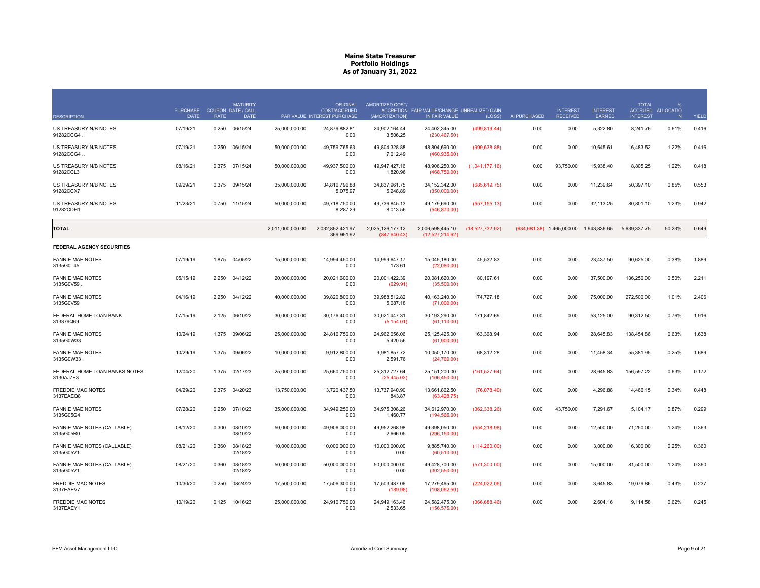**Maine State Treasurer**
**Portfolio Holdings**
**As of January 31, 2022**

| DESCRIPTION | PURCHASE DATE | COUPON RATE | MATURITY DATE / CALL DATE | PAR VALUE | ORIGINAL COST/ACCRUED INTEREST PURCHASE | AMORTIZED COST/ ACCRETION (AMORTIZATION) | FAIR VALUE/CHANGE IN FAIR VALUE | UNREALIZED GAIN (LOSS) | AI PURCHASED | INTEREST RECEIVED | INTEREST EARNED | TOTAL ACCRUED INTEREST | % ALLOCATION | YIELD |
|---|---|---|---|---|---|---|---|---|---|---|---|---|---|---|
| US TREASURY N/B NOTES 91282CCG4 . | 07/19/21 | 0.250 | 06/15/24 | 25,000,000.00 | 24,879,882.81 0.00 | 24,902,164.44 3,506.25 | 24,402,345.00 (230,467.50) | (499,819.44) | 0.00 | 0.00 | 5,322.80 | 8,241.76 | 0.61% | 0.416 |
| US TREASURY N/B NOTES 91282CCG4 .. | 07/19/21 | 0.250 | 06/15/24 | 50,000,000.00 | 49,759,765.63 0.00 | 49,804,328.88 7,012.49 | 48,804,690.00 (460,935.00) | (999,638.88) | 0.00 | 0.00 | 10,645.61 | 16,483.52 | 1.22% | 0.416 |
| US TREASURY N/B NOTES 91282CCL3 | 08/16/21 | 0.375 | 07/15/24 | 50,000,000.00 | 49,937,500.00 0.00 | 49,947,427.16 1,820.96 | 48,906,250.00 (468,750.00) | (1,041,177.16) | 0.00 | 93,750.00 | 15,938.40 | 8,805.25 | 1.22% | 0.418 |
| US TREASURY N/B NOTES 91282CCX7 | 09/29/21 | 0.375 | 09/15/24 | 35,000,000.00 | 34,816,796.88 5,075.97 | 34,837,961.75 5,248.89 | 34,152,342.00 (350,000.00) | (685,619.75) | 0.00 | 0.00 | 11,239.64 | 50,397.10 | 0.85% | 0.553 |
| US TREASURY N/B NOTES 91282CDH1 | 11/23/21 | 0.750 | 11/15/24 | 50,000,000.00 | 49,718,750.00 8,287.29 | 49,736,845.13 8,013.56 | 49,179,690.00 (546,870.00) | (557,155.13) | 0.00 | 0.00 | 32,113.25 | 80,801.10 | 1.23% | 0.942 |
| **TOTAL** | | | | 2,011,000,000.00 | 2,032,852,421.97 369,951.92 | 2,025,126,177.12 (847,640.43) | 2,006,598,445.10 (12,527,214.62) | (18,527,732.02) | (634,681.38) | 1,465,000.00 | 1,943,836.65 | 5,639,337.75 | 50.23% | 0.649 |
| **FEDERAL AGENCY SECURITIES** | | | | | | | | | | | | | | |
| FANNIE MAE NOTES 3135G0T45 | 07/19/19 | 1.875 | 04/05/22 | 15,000,000.00 | 14,994,450.00 0.00 | 14,999,647.17 173.61 | 15,045,180.00 (22,080.00) | 45,532.83 | 0.00 | 0.00 | 23,437.50 | 90,625.00 | 0.38% | 1.889 |
| FANNIE MAE NOTES 3135G0V59 . | 05/15/19 | 2.250 | 04/12/22 | 20,000,000.00 | 20,021,600.00 0.00 | 20,001,422.39 (629.91) | 20,081,620.00 (35,500.00) | 80,197.61 | 0.00 | 0.00 | 37,500.00 | 136,250.00 | 0.50% | 2.211 |
| FANNIE MAE NOTES 3135G0V59 | 04/16/19 | 2.250 | 04/12/22 | 40,000,000.00 | 39,820,800.00 0.00 | 39,988,512.82 5,087.18 | 40,163,240.00 (71,000.00) | 174,727.18 | 0.00 | 0.00 | 75,000.00 | 272,500.00 | 1.01% | 2.406 |
| FEDERAL HOME LOAN BANK 313379Q69 | 07/15/19 | 2.125 | 06/10/22 | 30,000,000.00 | 30,176,400.00 0.00 | 30,021,447.31 (5,154.01) | 30,193,290.00 (61,110.00) | 171,842.69 | 0.00 | 0.00 | 53,125.00 | 90,312.50 | 0.76% | 1.916 |
| FANNIE MAE NOTES 3135G0W33 | 10/24/19 | 1.375 | 09/06/22 | 25,000,000.00 | 24,816,750.00 0.00 | 24,962,056.06 5,420.56 | 25,125,425.00 (61,900.00) | 163,368.94 | 0.00 | 0.00 | 28,645.83 | 138,454.86 | 0.63% | 1.638 |
| FANNIE MAE NOTES 3135G0W33 . | 10/29/19 | 1.375 | 09/06/22 | 10,000,000.00 | 9,912,800.00 0.00 | 9,981,857.72 2,591.76 | 10,050,170.00 (24,760.00) | 68,312.28 | 0.00 | 0.00 | 11,458.34 | 55,381.95 | 0.25% | 1.689 |
| FEDERAL HOME LOAN BANKS NOTES 3130AJ7E3 | 12/04/20 | 1.375 | 02/17/23 | 25,000,000.00 | 25,660,750.00 0.00 | 25,312,727.64 (25,445.03) | 25,151,200.00 (106,450.00) | (161,527.64) | 0.00 | 0.00 | 28,645.83 | 156,597.22 | 0.63% | 0.172 |
| FREDDIE MAC NOTES 3137EAEQ8 | 04/29/20 | 0.375 | 04/20/23 | 13,750,000.00 | 13,720,437.50 0.00 | 13,737,940.90 843.87 | 13,661,862.50 (63,428.75) | (76,078.40) | 0.00 | 0.00 | 4,296.88 | 14,466.15 | 0.34% | 0.448 |
| FANNIE MAE NOTES 3135G05G4 | 07/28/20 | 0.250 | 07/10/23 | 35,000,000.00 | 34,949,250.00 0.00 | 34,975,308.26 1,460.77 | 34,612,970.00 (194,565.00) | (362,338.26) | 0.00 | 43,750.00 | 7,291.67 | 5,104.17 | 0.87% | 0.299 |
| FANNIE MAE NOTES (CALLABLE) 3135G05R0 | 08/12/20 | 0.300 | 08/10/23 08/10/22 | 50,000,000.00 | 49,906,000.00 0.00 | 49,952,268.98 2,666.05 | 49,398,050.00 (296,150.00) | (554,218.98) | 0.00 | 0.00 | 12,500.00 | 71,250.00 | 1.24% | 0.363 |
| FANNIE MAE NOTES (CALLABLE) 3135G05V1 | 08/21/20 | 0.360 | 08/18/23 02/18/22 | 10,000,000.00 | 10,000,000.00 0.00 | 10,000,000.00 0.00 | 9,885,740.00 (60,510.00) | (114,260.00) | 0.00 | 0.00 | 3,000.00 | 16,300.00 | 0.25% | 0.360 |
| FANNIE MAE NOTES (CALLABLE) 3135G05V1 . | 08/21/20 | 0.360 | 08/18/23 02/18/22 | 50,000,000.00 | 50,000,000.00 0.00 | 50,000,000.00 0.00 | 49,428,700.00 (302,550.00) | (571,300.00) | 0.00 | 0.00 | 15,000.00 | 81,500.00 | 1.24% | 0.360 |
| FREDDIE MAC NOTES 3137EAEV7 | 10/30/20 | 0.250 | 08/24/23 | 17,500,000.00 | 17,506,300.00 0.00 | 17,503,487.06 (189.98) | 17,279,465.00 (108,062.50) | (224,022.06) | 0.00 | 0.00 | 3,645.83 | 19,079.86 | 0.43% | 0.237 |
| FREDDIE MAC NOTES 3137EAEY1 | 10/19/20 | 0.125 | 10/16/23 | 25,000,000.00 | 24,910,750.00 0.00 | 24,949,163.46 2,533.65 | 24,582,475.00 (156,575.00) | (366,688.46) | 0.00 | 0.00 | 2,604.16 | 9,114.58 | 0.62% | 0.245 |

PFM Asset Management LLC — Amortized Cost Summary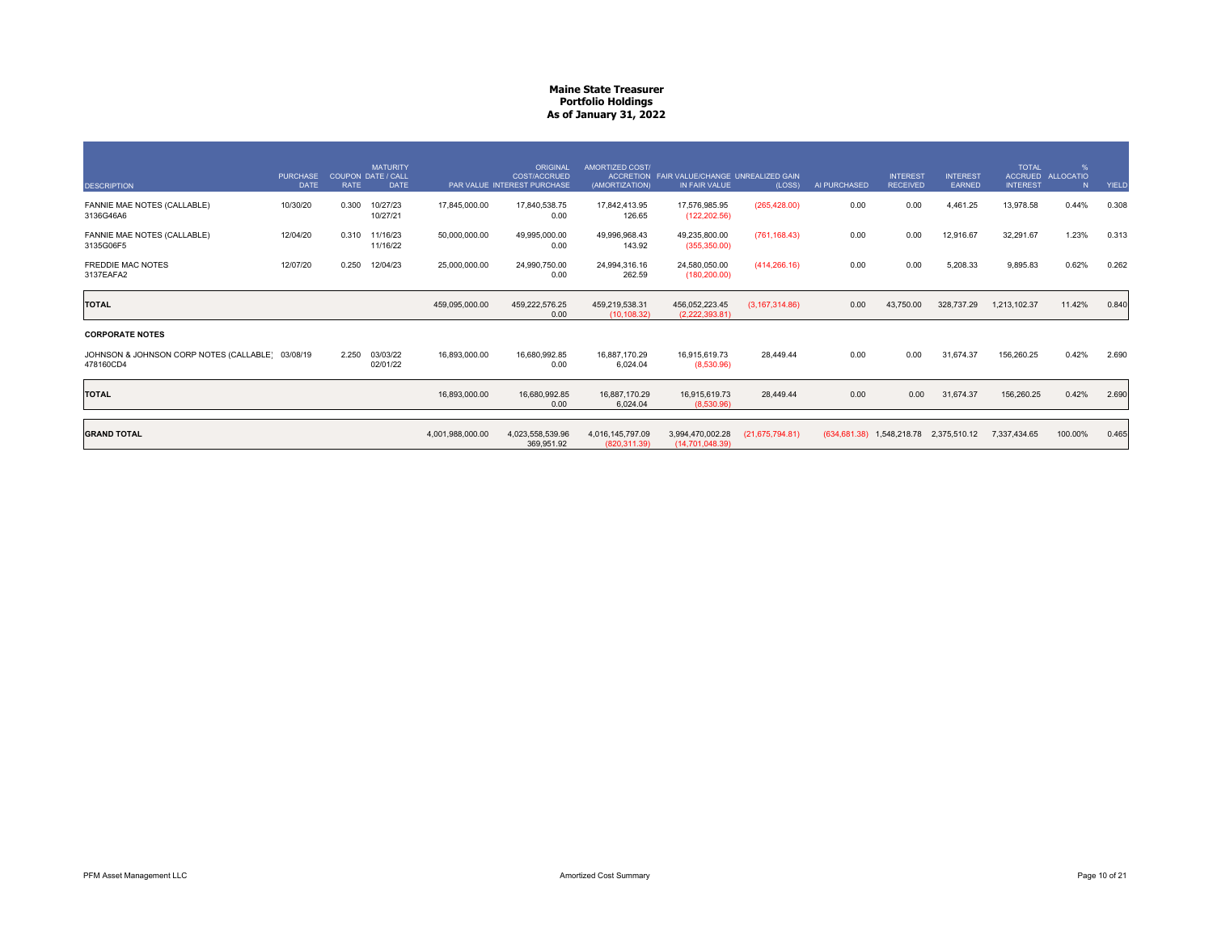# Maine State Treasurer
## Portfolio Holdings
### As of January 31, 2022

| DESCRIPTION | PURCHASE DATE | COUPON RATE | MATURITY DATE / CALL DATE | PAR VALUE | ORIGINAL COST/ACCRUED INTEREST PURCHASE | AMORTIZED COST/ ACCRETION (AMORTIZATION) | FAIR VALUE/CHANGE IN FAIR VALUE | UNREALIZED GAIN (LOSS) | AI PURCHASED | INTEREST RECEIVED | INTEREST EARNED | TOTAL ACCRUED INTEREST | % ALLOCATION | YIELD |
|---|---|---|---|---|---|---|---|---|---|---|---|---|---|---|
| FANNIE MAE NOTES (CALLABLE) 3136G46A6 | 10/30/20 | 0.300 | 10/27/23 10/27/21 | 17,845,000.00 | 17,840,538.75 0.00 | 17,842,413.95 126.65 | 17,576,985.95 (122,202.56) | (265,428.00) | 0.00 | 0.00 | 4,461.25 | 13,978.58 | 0.44% | 0.308 |
| FANNIE MAE NOTES (CALLABLE) 3135G06F5 | 12/04/20 | 0.310 | 11/16/23 11/16/22 | 50,000,000.00 | 49,995,000.00 0.00 | 49,996,968.43 143.92 | 49,235,800.00 (355,350.00) | (761,168.43) | 0.00 | 0.00 | 12,916.67 | 32,291.67 | 1.23% | 0.313 |
| FREDDIE MAC NOTES 3137EAFA2 | 12/07/20 | 0.250 | 12/04/23 | 25,000,000.00 | 24,990,750.00 0.00 | 24,994,316.16 262.59 | 24,580,050.00 (180,200.00) | (414,266.16) | 0.00 | 0.00 | 5,208.33 | 9,895.83 | 0.62% | 0.262 |
| **TOTAL** | | | | 459,095,000.00 | 459,222,576.25 0.00 | 459,219,538.31 (10,108.32) | 456,052,223.45 (2,222,393.81) | (3,167,314.86) | 0.00 | 43,750.00 | 328,737.29 | 1,213,102.37 | 11.42% | 0.840 |
| **CORPORATE NOTES** | | | | | | | | | | | | | | |
| JOHNSON & JOHNSON CORP NOTES (CALLABLE) 478160CD4 | 03/08/19 | 2.250 | 03/03/22 02/01/22 | 16,893,000.00 | 16,680,992.85 0.00 | 16,887,170.29 6,024.04 | 16,915,619.73 (8,530.96) | 28,449.44 | 0.00 | 0.00 | 31,674.37 | 156,260.25 | 0.42% | 2.690 |
| **TOTAL** | | | | 16,893,000.00 | 16,680,992.85 0.00 | 16,887,170.29 6,024.04 | 16,915,619.73 (8,530.96) | 28,449.44 | 0.00 | 0.00 | 31,674.37 | 156,260.25 | 0.42% | 2.690 |
| **GRAND TOTAL** | | | | 4,001,988,000.00 | 4,023,558,539.96 369,951.92 | 4,016,145,797.09 (820,311.39) | 3,994,470,002.28 (14,701,048.39) | (21,675,794.81) | (634,681.38) | 1,548,218.78 | 2,375,510.12 | 7,337,434.65 | 100.00% | 0.465 |

PFM Asset Management LLC — Amortized Cost Summary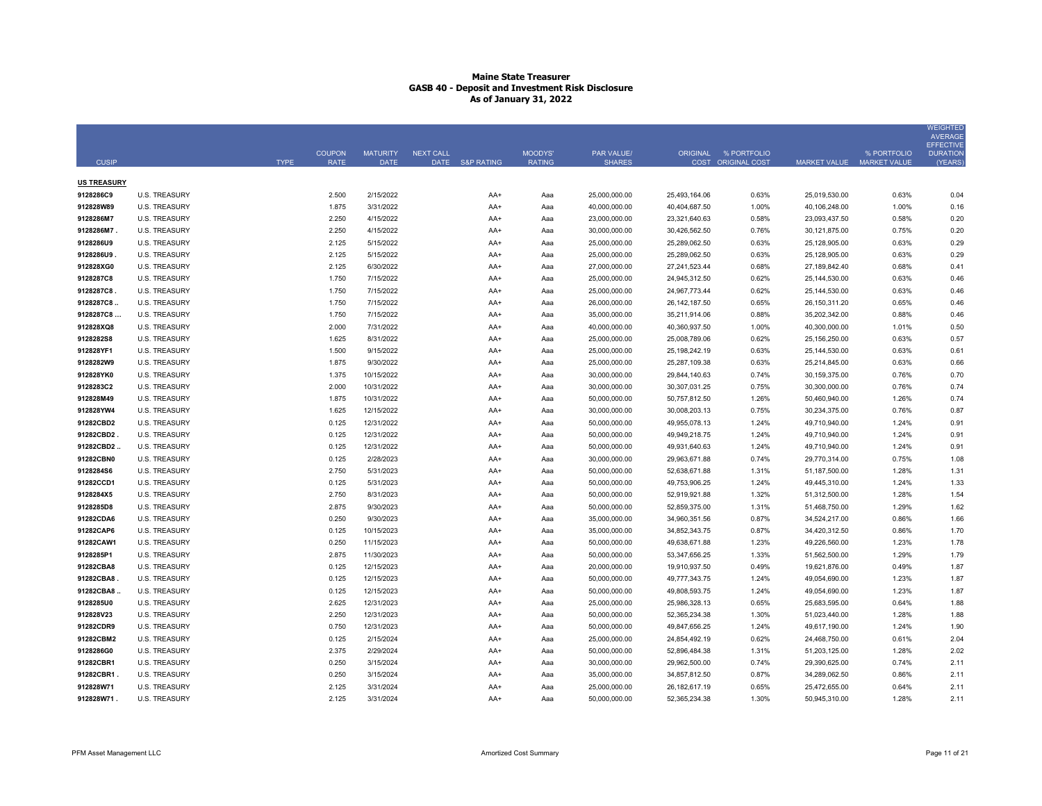# Maine State Treasurer
## GASB 40 - Deposit and Investment Risk Disclosure
### As of January 31, 2022

| CUSIP | | TYPE | COUPON RATE | MATURITY DATE | NEXT CALL DATE | S&P RATING | MOODYS' RATING | PAR VALUE/ SHARES | ORIGINAL COST | % PORTFOLIO ORIGINAL COST | MARKET VALUE | % PORTFOLIO MARKET VALUE | WEIGHTED AVERAGE EFFECTIVE DURATION (YEARS) |
|---|---|---|---|---|---|---|---|---|---|---|---|---|---|
| **US TREASURY** | | | | | | | | | | | | | |
| 9128286C9 | U.S. TREASURY | | 2.500 | 2/15/2022 | | AA+ | Aaa | 25,000,000.00 | 25,493,164.06 | 0.63% | 25,019,530.00 | 0.63% | 0.04 |
| 912828W89 | U.S. TREASURY | | 1.875 | 3/31/2022 | | AA+ | Aaa | 40,000,000.00 | 40,404,687.50 | 1.00% | 40,106,248.00 | 1.00% | 0.16 |
| 9128286M7 | U.S. TREASURY | | 2.250 | 4/15/2022 | | AA+ | Aaa | 23,000,000.00 | 23,321,640.63 | 0.58% | 23,093,437.50 | 0.58% | 0.20 |
| 9128286M7 . | U.S. TREASURY | | 2.250 | 4/15/2022 | | AA+ | Aaa | 30,000,000.00 | 30,426,562.50 | 0.76% | 30,121,875.00 | 0.75% | 0.20 |
| 9128286U9 | U.S. TREASURY | | 2.125 | 5/15/2022 | | AA+ | Aaa | 25,000,000.00 | 25,289,062.50 | 0.63% | 25,128,905.00 | 0.63% | 0.29 |
| 9128286U9 . | U.S. TREASURY | | 2.125 | 5/15/2022 | | AA+ | Aaa | 25,000,000.00 | 25,289,062.50 | 0.63% | 25,128,905.00 | 0.63% | 0.29 |
| 912828XG0 | U.S. TREASURY | | 2.125 | 6/30/2022 | | AA+ | Aaa | 27,000,000.00 | 27,241,523.44 | 0.68% | 27,189,842.40 | 0.68% | 0.41 |
| 9128287C8 | U.S. TREASURY | | 1.750 | 7/15/2022 | | AA+ | Aaa | 25,000,000.00 | 24,945,312.50 | 0.62% | 25,144,530.00 | 0.63% | 0.46 |
| 9128287C8 . | U.S. TREASURY | | 1.750 | 7/15/2022 | | AA+ | Aaa | 25,000,000.00 | 24,967,773.44 | 0.62% | 25,144,530.00 | 0.63% | 0.46 |
| 9128287C8 .. | U.S. TREASURY | | 1.750 | 7/15/2022 | | AA+ | Aaa | 26,000,000.00 | 26,142,187.50 | 0.65% | 26,150,311.20 | 0.65% | 0.46 |
| 9128287C8 ... | U.S. TREASURY | | 1.750 | 7/15/2022 | | AA+ | Aaa | 35,000,000.00 | 35,211,914.06 | 0.88% | 35,202,342.00 | 0.88% | 0.46 |
| 912828XQ8 | U.S. TREASURY | | 2.000 | 7/31/2022 | | AA+ | Aaa | 40,000,000.00 | 40,360,937.50 | 1.00% | 40,300,000.00 | 1.01% | 0.50 |
| 9128282S8 | U.S. TREASURY | | 1.625 | 8/31/2022 | | AA+ | Aaa | 25,000,000.00 | 25,008,789.06 | 0.62% | 25,156,250.00 | 0.63% | 0.57 |
| 912828YF1 | U.S. TREASURY | | 1.500 | 9/15/2022 | | AA+ | Aaa | 25,000,000.00 | 25,198,242.19 | 0.63% | 25,144,530.00 | 0.63% | 0.61 |
| 9128282W9 | U.S. TREASURY | | 1.875 | 9/30/2022 | | AA+ | Aaa | 25,000,000.00 | 25,287,109.38 | 0.63% | 25,214,845.00 | 0.63% | 0.66 |
| 912828YK0 | U.S. TREASURY | | 1.375 | 10/15/2022 | | AA+ | Aaa | 30,000,000.00 | 29,844,140.63 | 0.74% | 30,159,375.00 | 0.76% | 0.70 |
| 9128283C2 | U.S. TREASURY | | 2.000 | 10/31/2022 | | AA+ | Aaa | 30,000,000.00 | 30,307,031.25 | 0.75% | 30,300,000.00 | 0.76% | 0.74 |
| 912828M49 | U.S. TREASURY | | 1.875 | 10/31/2022 | | AA+ | Aaa | 50,000,000.00 | 50,757,812.50 | 1.26% | 50,460,940.00 | 1.26% | 0.74 |
| 912828YW4 | U.S. TREASURY | | 1.625 | 12/15/2022 | | AA+ | Aaa | 30,000,000.00 | 30,008,203.13 | 0.75% | 30,234,375.00 | 0.76% | 0.87 |
| 91282CBD2 | U.S. TREASURY | | 0.125 | 12/31/2022 | | AA+ | Aaa | 50,000,000.00 | 49,955,078.13 | 1.24% | 49,710,940.00 | 1.24% | 0.91 |
| 91282CBD2 . | U.S. TREASURY | | 0.125 | 12/31/2022 | | AA+ | Aaa | 50,000,000.00 | 49,949,218.75 | 1.24% | 49,710,940.00 | 1.24% | 0.91 |
| 91282CBD2 .. | U.S. TREASURY | | 0.125 | 12/31/2022 | | AA+ | Aaa | 50,000,000.00 | 49,931,640.63 | 1.24% | 49,710,940.00 | 1.24% | 0.91 |
| 91282CBN0 | U.S. TREASURY | | 0.125 | 2/28/2023 | | AA+ | Aaa | 30,000,000.00 | 29,963,671.88 | 0.74% | 29,770,314.00 | 0.75% | 1.08 |
| 9128284S6 | U.S. TREASURY | | 2.750 | 5/31/2023 | | AA+ | Aaa | 50,000,000.00 | 52,638,671.88 | 1.31% | 51,187,500.00 | 1.28% | 1.31 |
| 91282CCD1 | U.S. TREASURY | | 0.125 | 5/31/2023 | | AA+ | Aaa | 50,000,000.00 | 49,753,906.25 | 1.24% | 49,445,310.00 | 1.24% | 1.33 |
| 9128284X5 | U.S. TREASURY | | 2.750 | 8/31/2023 | | AA+ | Aaa | 50,000,000.00 | 52,919,921.88 | 1.32% | 51,312,500.00 | 1.28% | 1.54 |
| 9128285D8 | U.S. TREASURY | | 2.875 | 9/30/2023 | | AA+ | Aaa | 50,000,000.00 | 52,859,375.00 | 1.31% | 51,468,750.00 | 1.29% | 1.62 |
| 91282CDA6 | U.S. TREASURY | | 0.250 | 9/30/2023 | | AA+ | Aaa | 35,000,000.00 | 34,960,351.56 | 0.87% | 34,524,217.00 | 0.86% | 1.66 |
| 91282CAP6 | U.S. TREASURY | | 0.125 | 10/15/2023 | | AA+ | Aaa | 35,000,000.00 | 34,852,343.75 | 0.87% | 34,420,312.50 | 0.86% | 1.70 |
| 91282CAW1 | U.S. TREASURY | | 0.250 | 11/15/2023 | | AA+ | Aaa | 50,000,000.00 | 49,638,671.88 | 1.23% | 49,226,560.00 | 1.23% | 1.78 |
| 9128285P1 | U.S. TREASURY | | 2.875 | 11/30/2023 | | AA+ | Aaa | 50,000,000.00 | 53,347,656.25 | 1.33% | 51,562,500.00 | 1.29% | 1.79 |
| 91282CBA8 | U.S. TREASURY | | 0.125 | 12/15/2023 | | AA+ | Aaa | 20,000,000.00 | 19,910,937.50 | 0.49% | 19,621,876.00 | 0.49% | 1.87 |
| 91282CBA8 . | U.S. TREASURY | | 0.125 | 12/15/2023 | | AA+ | Aaa | 50,000,000.00 | 49,777,343.75 | 1.24% | 49,054,690.00 | 1.23% | 1.87 |
| 91282CBA8 .. | U.S. TREASURY | | 0.125 | 12/15/2023 | | AA+ | Aaa | 50,000,000.00 | 49,808,593.75 | 1.24% | 49,054,690.00 | 1.23% | 1.87 |
| 9128285U0 | U.S. TREASURY | | 2.625 | 12/31/2023 | | AA+ | Aaa | 25,000,000.00 | 25,986,328.13 | 0.65% | 25,683,595.00 | 0.64% | 1.88 |
| 912828V23 | U.S. TREASURY | | 2.250 | 12/31/2023 | | AA+ | Aaa | 50,000,000.00 | 52,365,234.38 | 1.30% | 51,023,440.00 | 1.28% | 1.88 |
| 91282CDR9 | U.S. TREASURY | | 0.750 | 12/31/2023 | | AA+ | Aaa | 50,000,000.00 | 49,847,656.25 | 1.24% | 49,617,190.00 | 1.24% | 1.90 |
| 91282CBM2 | U.S. TREASURY | | 0.125 | 2/15/2024 | | AA+ | Aaa | 25,000,000.00 | 24,854,492.19 | 0.62% | 24,468,750.00 | 0.61% | 2.04 |
| 9128286G0 | U.S. TREASURY | | 2.375 | 2/29/2024 | | AA+ | Aaa | 50,000,000.00 | 52,896,484.38 | 1.31% | 51,203,125.00 | 1.28% | 2.02 |
| 91282CBR1 | U.S. TREASURY | | 0.250 | 3/15/2024 | | AA+ | Aaa | 30,000,000.00 | 29,962,500.00 | 0.74% | 29,390,625.00 | 0.74% | 2.11 |
| 91282CBR1 . | U.S. TREASURY | | 0.250 | 3/15/2024 | | AA+ | Aaa | 35,000,000.00 | 34,857,812.50 | 0.87% | 34,289,062.50 | 0.86% | 2.11 |
| 912828W71 | U.S. TREASURY | | 2.125 | 3/31/2024 | | AA+ | Aaa | 25,000,000.00 | 26,182,617.19 | 0.65% | 25,472,655.00 | 0.64% | 2.11 |
| 912828W71 . | U.S. TREASURY | | 2.125 | 3/31/2024 | | AA+ | Aaa | 50,000,000.00 | 52,365,234.38 | 1.30% | 50,945,310.00 | 1.28% | 2.11 |

PFM Asset Management LLC | Amortized Cost Summary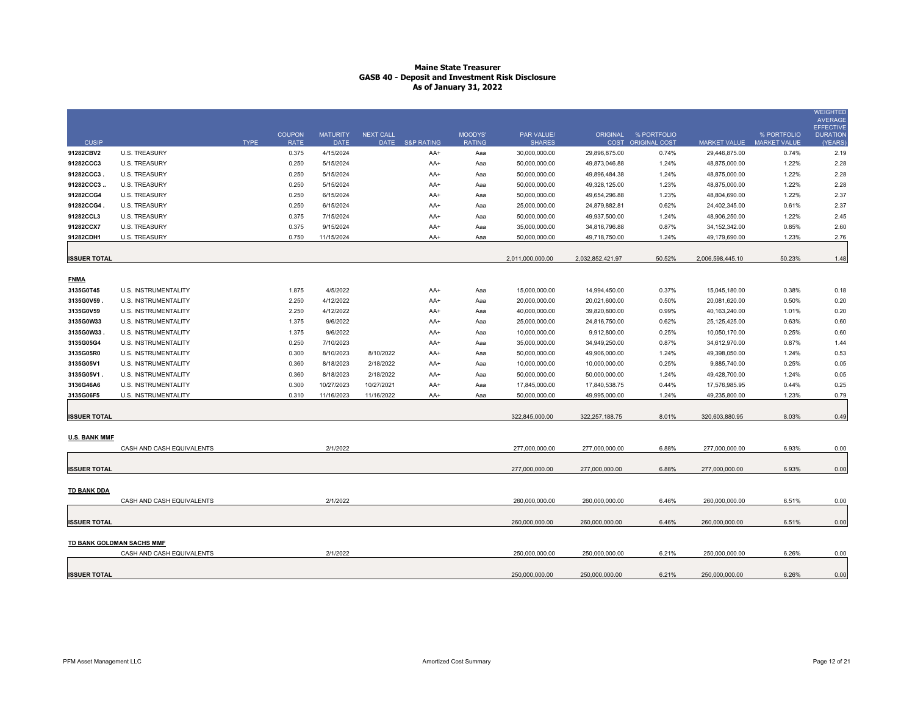# Maine State Treasurer
## GASB 40 - Deposit and Investment Risk Disclosure
### As of January 31, 2022

| CUSIP | | TYPE | COUPON RATE | MATURITY DATE | NEXT CALL DATE | S&P RATING | MOODYS' RATING | PAR VALUE/ SHARES | ORIGINAL COST | % PORTFOLIO ORIGINAL COST | MARKET VALUE | % PORTFOLIO MARKET VALUE | WEIGHTED AVERAGE EFFECTIVE DURATION (YEARS) |
|---|---|---|---|---|---|---|---|---|---|---|---|---|---|
| 91282CBV2 | U.S. TREASURY | | 0.375 | 4/15/2024 | | AA+ | Aaa | 30,000,000.00 | 29,896,875.00 | 0.74% | 29,446,875.00 | 0.74% | 2.19 |
| 91282CCC3 | U.S. TREASURY | | 0.250 | 5/15/2024 | | AA+ | Aaa | 50,000,000.00 | 49,873,046.88 | 1.24% | 48,875,000.00 | 1.22% | 2.28 |
| 91282CCC3 . | U.S. TREASURY | | 0.250 | 5/15/2024 | | AA+ | Aaa | 50,000,000.00 | 49,896,484.38 | 1.24% | 48,875,000.00 | 1.22% | 2.28 |
| 91282CCC3 .. | U.S. TREASURY | | 0.250 | 5/15/2024 | | AA+ | Aaa | 50,000,000.00 | 49,328,125.00 | 1.23% | 48,875,000.00 | 1.22% | 2.28 |
| 91282CCG4 | U.S. TREASURY | | 0.250 | 6/15/2024 | | AA+ | Aaa | 50,000,000.00 | 49,654,296.88 | 1.23% | 48,804,690.00 | 1.22% | 2.37 |
| 91282CCG4 . | U.S. TREASURY | | 0.250 | 6/15/2024 | | AA+ | Aaa | 25,000,000.00 | 24,879,882.81 | 0.62% | 24,402,345.00 | 0.61% | 2.37 |
| 91282CCL3 | U.S. TREASURY | | 0.375 | 7/15/2024 | | AA+ | Aaa | 50,000,000.00 | 49,937,500.00 | 1.24% | 48,906,250.00 | 1.22% | 2.45 |
| 91282CCX7 | U.S. TREASURY | | 0.375 | 9/15/2024 | | AA+ | Aaa | 35,000,000.00 | 34,816,796.88 | 0.87% | 34,152,342.00 | 0.85% | 2.60 |
| 91282CDH1 | U.S. TREASURY | | 0.750 | 11/15/2024 | | AA+ | Aaa | 50,000,000.00 | 49,718,750.00 | 1.24% | 49,179,690.00 | 1.23% | 2.76 |
| **ISSUER TOTAL** | | | | | | | | 2,011,000,000.00 | 2,032,852,421.97 | 50.52% | 2,006,598,445.10 | 50.23% | 1.48 |
| **FNMA** | | | | | | | | | | | | | |
| 3135G0T45 | U.S. INSTRUMENTALITY | | 1.875 | 4/5/2022 | | AA+ | Aaa | 15,000,000.00 | 14,994,450.00 | 0.37% | 15,045,180.00 | 0.38% | 0.18 |
| 3135G0V59 . | U.S. INSTRUMENTALITY | | 2.250 | 4/12/2022 | | AA+ | Aaa | 20,000,000.00 | 20,021,600.00 | 0.50% | 20,081,620.00 | 0.50% | 0.20 |
| 3135G0V59 | U.S. INSTRUMENTALITY | | 2.250 | 4/12/2022 | | AA+ | Aaa | 40,000,000.00 | 39,820,800.00 | 0.99% | 40,163,240.00 | 1.01% | 0.20 |
| 3135G0W33 | U.S. INSTRUMENTALITY | | 1.375 | 9/6/2022 | | AA+ | Aaa | 25,000,000.00 | 24,816,750.00 | 0.62% | 25,125,425.00 | 0.63% | 0.60 |
| 3135G0W33 . | U.S. INSTRUMENTALITY | | 1.375 | 9/6/2022 | | AA+ | Aaa | 10,000,000.00 | 9,912,800.00 | 0.25% | 10,050,170.00 | 0.25% | 0.60 |
| 3135G05G4 | U.S. INSTRUMENTALITY | | 0.250 | 7/10/2023 | | AA+ | Aaa | 35,000,000.00 | 34,949,250.00 | 0.87% | 34,612,970.00 | 0.87% | 1.44 |
| 3135G05R0 | U.S. INSTRUMENTALITY | | 0.300 | 8/10/2023 | 8/10/2022 | AA+ | Aaa | 50,000,000.00 | 49,906,000.00 | 1.24% | 49,398,050.00 | 1.24% | 0.53 |
| 3135G05V1 | U.S. INSTRUMENTALITY | | 0.360 | 8/18/2023 | 2/18/2022 | AA+ | Aaa | 10,000,000.00 | 10,000,000.00 | 0.25% | 9,885,740.00 | 0.25% | 0.05 |
| 3135G05V1 . | U.S. INSTRUMENTALITY | | 0.360 | 8/18/2023 | 2/18/2022 | AA+ | Aaa | 50,000,000.00 | 50,000,000.00 | 1.24% | 49,428,700.00 | 1.24% | 0.05 |
| 3136G46A6 | U.S. INSTRUMENTALITY | | 0.300 | 10/27/2023 | 10/27/2021 | AA+ | Aaa | 17,845,000.00 | 17,840,538.75 | 0.44% | 17,576,985.95 | 0.44% | 0.25 |
| 3135G06F5 | U.S. INSTRUMENTALITY | | 0.310 | 11/16/2023 | 11/16/2022 | AA+ | Aaa | 50,000,000.00 | 49,995,000.00 | 1.24% | 49,235,800.00 | 1.23% | 0.79 |
| **ISSUER TOTAL** | | | | | | | | 322,845,000.00 | 322,257,188.75 | 8.01% | 320,603,880.95 | 8.03% | 0.49 |
| **U.S. BANK MMF** | | | | | | | | | | | | | |
| | CASH AND CASH EQUIVALENTS | | | 2/1/2022 | | | | 277,000,000.00 | 277,000,000.00 | 6.88% | 277,000,000.00 | 6.93% | 0.00 |
| **ISSUER TOTAL** | | | | | | | | 277,000,000.00 | 277,000,000.00 | 6.88% | 277,000,000.00 | 6.93% | 0.00 |
| **TD BANK DDA** | | | | | | | | | | | | | |
| | CASH AND CASH EQUIVALENTS | | | 2/1/2022 | | | | 260,000,000.00 | 260,000,000.00 | 6.46% | 260,000,000.00 | 6.51% | 0.00 |
| **ISSUER TOTAL** | | | | | | | | 260,000,000.00 | 260,000,000.00 | 6.46% | 260,000,000.00 | 6.51% | 0.00 |
| **TD BANK GOLDMAN SACHS MMF** | | | | | | | | | | | | | |
| | CASH AND CASH EQUIVALENTS | | | 2/1/2022 | | | | 250,000,000.00 | 250,000,000.00 | 6.21% | 250,000,000.00 | 6.26% | 0.00 |
| **ISSUER TOTAL** | | | | | | | | 250,000,000.00 | 250,000,000.00 | 6.21% | 250,000,000.00 | 6.26% | 0.00 |

PFM Asset Management LLC — Amortized Cost Summary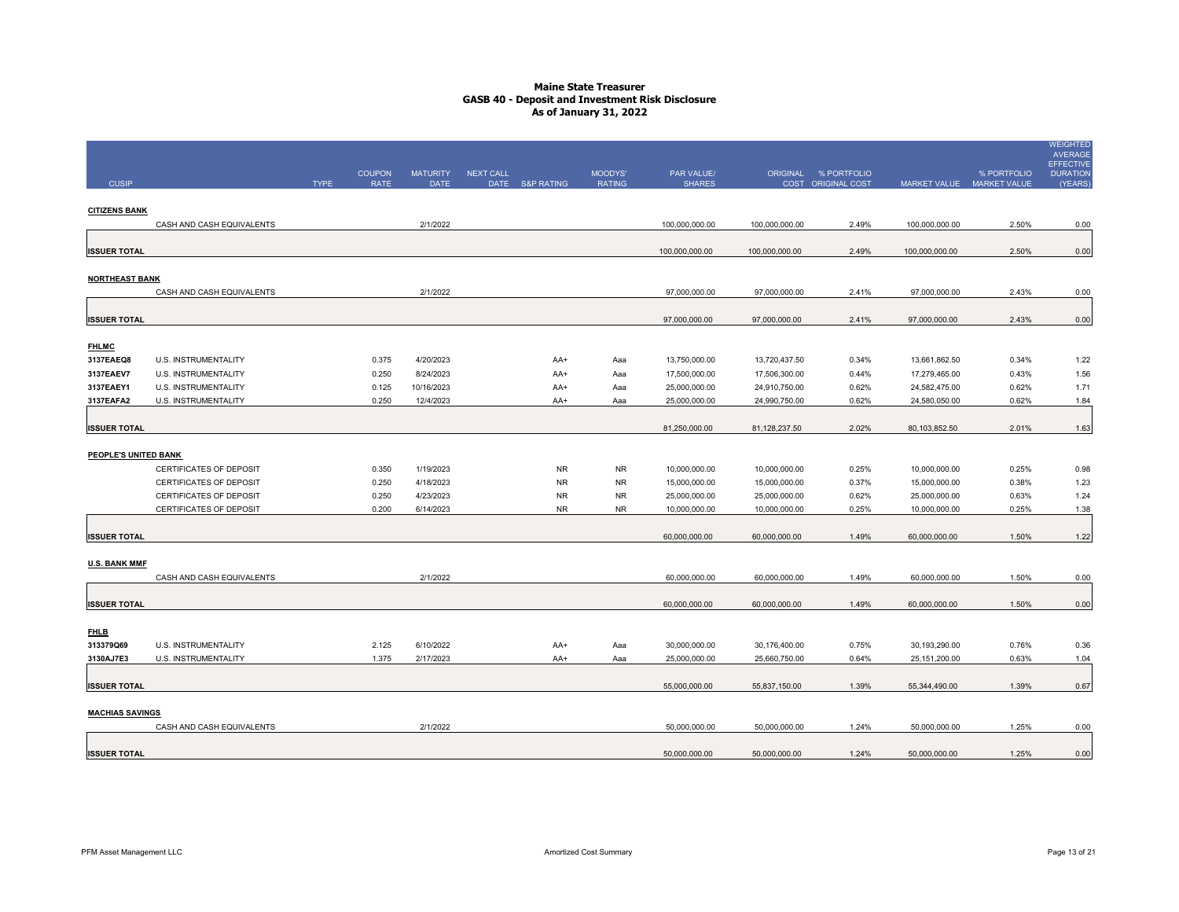# Maine State Treasurer
## GASB 40 - Deposit and Investment Risk Disclosure
### As of January 31, 2022

| CUSIP | TYPE | COUPON RATE | MATURITY DATE | NEXT CALL DATE | S&P RATING | MOODYS' RATING | PAR VALUE/ SHARES | ORIGINAL COST | % PORTFOLIO ORIGINAL COST | MARKET VALUE | % PORTFOLIO MARKET VALUE | WEIGHTED AVERAGE EFFECTIVE DURATION (YEARS) |
|---|---|---|---|---|---|---|---|---|---|---|---|---|
| **CITIZENS BANK** | | | | | | | | | | | | |
| | CASH AND CASH EQUIVALENTS | | 2/1/2022 | | | | 100,000,000.00 | 100,000,000.00 | 2.49% | 100,000,000.00 | 2.50% | 0.00 |
| **ISSUER TOTAL** | | | | | | | 100,000,000.00 | 100,000,000.00 | 2.49% | 100,000,000.00 | 2.50% | 0.00 |
| **NORTHEAST BANK** | | | | | | | | | | | | |
| | CASH AND CASH EQUIVALENTS | | 2/1/2022 | | | | 97,000,000.00 | 97,000,000.00 | 2.41% | 97,000,000.00 | 2.43% | 0.00 |
| **ISSUER TOTAL** | | | | | | | 97,000,000.00 | 97,000,000.00 | 2.41% | 97,000,000.00 | 2.43% | 0.00 |
| **FHLMC** | | | | | | | | | | | | |
| **3137EAEQ8** | U.S. INSTRUMENTALITY | 0.375 | 4/20/2023 | | AA+ | Aaa | 13,750,000.00 | 13,720,437.50 | 0.34% | 13,661,862.50 | 0.34% | 1.22 |
| **3137EAEV7** | U.S. INSTRUMENTALITY | 0.250 | 8/24/2023 | | AA+ | Aaa | 17,500,000.00 | 17,506,300.00 | 0.44% | 17,279,465.00 | 0.43% | 1.56 |
| **3137EAEY1** | U.S. INSTRUMENTALITY | 0.125 | 10/16/2023 | | AA+ | Aaa | 25,000,000.00 | 24,910,750.00 | 0.62% | 24,582,475.00 | 0.62% | 1.71 |
| **3137EAFA2** | U.S. INSTRUMENTALITY | 0.250 | 12/4/2023 | | AA+ | Aaa | 25,000,000.00 | 24,990,750.00 | 0.62% | 24,580,050.00 | 0.62% | 1.84 |
| **ISSUER TOTAL** | | | | | | | 81,250,000.00 | 81,128,237.50 | 2.02% | 80,103,852.50 | 2.01% | 1.63 |
| **PEOPLE'S UNITED BANK** | | | | | | | | | | | | |
| | CERTIFICATES OF DEPOSIT | 0.350 | 1/19/2023 | | NR | NR | 10,000,000.00 | 10,000,000.00 | 0.25% | 10,000,000.00 | 0.25% | 0.98 |
| | CERTIFICATES OF DEPOSIT | 0.250 | 4/18/2023 | | NR | NR | 15,000,000.00 | 15,000,000.00 | 0.37% | 15,000,000.00 | 0.38% | 1.23 |
| | CERTIFICATES OF DEPOSIT | 0.250 | 4/23/2023 | | NR | NR | 25,000,000.00 | 25,000,000.00 | 0.62% | 25,000,000.00 | 0.63% | 1.24 |
| | CERTIFICATES OF DEPOSIT | 0.200 | 6/14/2023 | | NR | NR | 10,000,000.00 | 10,000,000.00 | 0.25% | 10,000,000.00 | 0.25% | 1.38 |
| **ISSUER TOTAL** | | | | | | | 60,000,000.00 | 60,000,000.00 | 1.49% | 60,000,000.00 | 1.50% | 1.22 |
| **U.S. BANK MMF** | | | | | | | | | | | | |
| | CASH AND CASH EQUIVALENTS | | 2/1/2022 | | | | 60,000,000.00 | 60,000,000.00 | 1.49% | 60,000,000.00 | 1.50% | 0.00 |
| **ISSUER TOTAL** | | | | | | | 60,000,000.00 | 60,000,000.00 | 1.49% | 60,000,000.00 | 1.50% | 0.00 |
| **FHLB** | | | | | | | | | | | | |
| **313379Q69** | U.S. INSTRUMENTALITY | 2.125 | 6/10/2022 | | AA+ | Aaa | 30,000,000.00 | 30,176,400.00 | 0.75% | 30,193,290.00 | 0.76% | 0.36 |
| **3130AJ7E3** | U.S. INSTRUMENTALITY | 1.375 | 2/17/2023 | | AA+ | Aaa | 25,000,000.00 | 25,660,750.00 | 0.64% | 25,151,200.00 | 0.63% | 1.04 |
| **ISSUER TOTAL** | | | | | | | 55,000,000.00 | 55,837,150.00 | 1.39% | 55,344,490.00 | 1.39% | 0.67 |
| **MACHIAS SAVINGS** | | | | | | | | | | | | |
| | CASH AND CASH EQUIVALENTS | | 2/1/2022 | | | | 50,000,000.00 | 50,000,000.00 | 1.24% | 50,000,000.00 | 1.25% | 0.00 |
| **ISSUER TOTAL** | | | | | | | 50,000,000.00 | 50,000,000.00 | 1.24% | 50,000,000.00 | 1.25% | 0.00 |

PFM Asset Management LLC — Amortized Cost Summary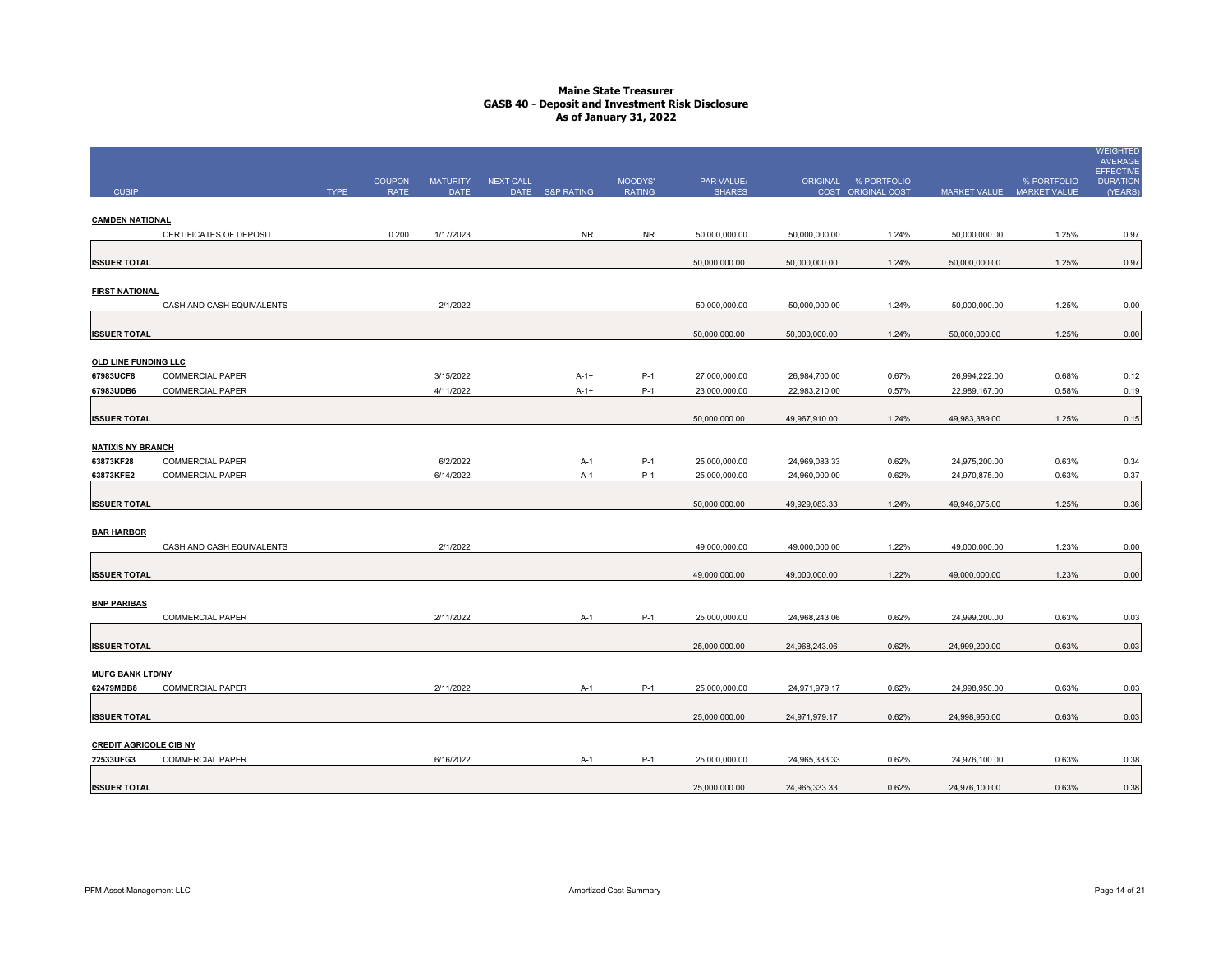# Maine State Treasurer
## GASB 40 - Deposit and Investment Risk Disclosure
### As of January 31, 2022

| CUSIP | | TYPE | COUPON RATE | MATURITY DATE | NEXT CALL DATE | S&P RATING | MOODYS' RATING | PAR VALUE/ SHARES | ORIGINAL COST | % PORTFOLIO ORIGINAL COST | MARKET VALUE | % PORTFOLIO MARKET VALUE | WEIGHTED AVERAGE EFFECTIVE DURATION (YEARS) |
|---|---|---|---|---|---|---|---|---|---|---|---|---|---|
| **CAMDEN NATIONAL** | | | | | | | | | | | | | |
| | CERTIFICATES OF DEPOSIT | | 0.200 | 1/17/2023 | | NR | NR | 50,000,000.00 | 50,000,000.00 | 1.24% | 50,000,000.00 | 1.25% | 0.97 |
| **ISSUER TOTAL** | | | | | | | | 50,000,000.00 | 50,000,000.00 | 1.24% | 50,000,000.00 | 1.25% | 0.97 |
| **FIRST NATIONAL** | | | | | | | | | | | | | |
| | CASH AND CASH EQUIVALENTS | | | 2/1/2022 | | | | 50,000,000.00 | 50,000,000.00 | 1.24% | 50,000,000.00 | 1.25% | 0.00 |
| **ISSUER TOTAL** | | | | | | | | 50,000,000.00 | 50,000,000.00 | 1.24% | 50,000,000.00 | 1.25% | 0.00 |
| **OLD LINE FUNDING LLC** | | | | | | | | | | | | | |
| 67983UCF8 | COMMERCIAL PAPER | | | 3/15/2022 | | A-1+ | P-1 | 27,000,000.00 | 26,984,700.00 | 0.67% | 26,994,222.00 | 0.68% | 0.12 |
| 67983UDB6 | COMMERCIAL PAPER | | | 4/11/2022 | | A-1+ | P-1 | 23,000,000.00 | 22,983,210.00 | 0.57% | 22,989,167.00 | 0.58% | 0.19 |
| **ISSUER TOTAL** | | | | | | | | 50,000,000.00 | 49,967,910.00 | 1.24% | 49,983,389.00 | 1.25% | 0.15 |
| **NATIXIS NY BRANCH** | | | | | | | | | | | | | |
| 63873KF28 | COMMERCIAL PAPER | | | 6/2/2022 | | A-1 | P-1 | 25,000,000.00 | 24,969,083.33 | 0.62% | 24,975,200.00 | 0.63% | 0.34 |
| 63873KFE2 | COMMERCIAL PAPER | | | 6/14/2022 | | A-1 | P-1 | 25,000,000.00 | 24,960,000.00 | 0.62% | 24,970,875.00 | 0.63% | 0.37 |
| **ISSUER TOTAL** | | | | | | | | 50,000,000.00 | 49,929,083.33 | 1.24% | 49,946,075.00 | 1.25% | 0.36 |
| **BAR HARBOR** | | | | | | | | | | | | | |
| | CASH AND CASH EQUIVALENTS | | | 2/1/2022 | | | | 49,000,000.00 | 49,000,000.00 | 1.22% | 49,000,000.00 | 1.23% | 0.00 |
| **ISSUER TOTAL** | | | | | | | | 49,000,000.00 | 49,000,000.00 | 1.22% | 49,000,000.00 | 1.23% | 0.00 |
| **BNP PARIBAS** | | | | | | | | | | | | | |
| | COMMERCIAL PAPER | | | 2/11/2022 | | A-1 | P-1 | 25,000,000.00 | 24,968,243.06 | 0.62% | 24,999,200.00 | 0.63% | 0.03 |
| **ISSUER TOTAL** | | | | | | | | 25,000,000.00 | 24,968,243.06 | 0.62% | 24,999,200.00 | 0.63% | 0.03 |
| **MUFG BANK LTD/NY** | | | | | | | | | | | | | |
| 62479MBB8 | COMMERCIAL PAPER | | | 2/11/2022 | | A-1 | P-1 | 25,000,000.00 | 24,971,979.17 | 0.62% | 24,998,950.00 | 0.63% | 0.03 |
| **ISSUER TOTAL** | | | | | | | | 25,000,000.00 | 24,971,979.17 | 0.62% | 24,998,950.00 | 0.63% | 0.03 |
| **CREDIT AGRICOLE CIB NY** | | | | | | | | | | | | | |
| 22533UFG3 | COMMERCIAL PAPER | | | 6/16/2022 | | A-1 | P-1 | 25,000,000.00 | 24,965,333.33 | 0.62% | 24,976,100.00 | 0.63% | 0.38 |
| **ISSUER TOTAL** | | | | | | | | 25,000,000.00 | 24,965,333.33 | 0.62% | 24,976,100.00 | 0.63% | 0.38 |

PFM Asset Management LLC

Amortized Cost Summary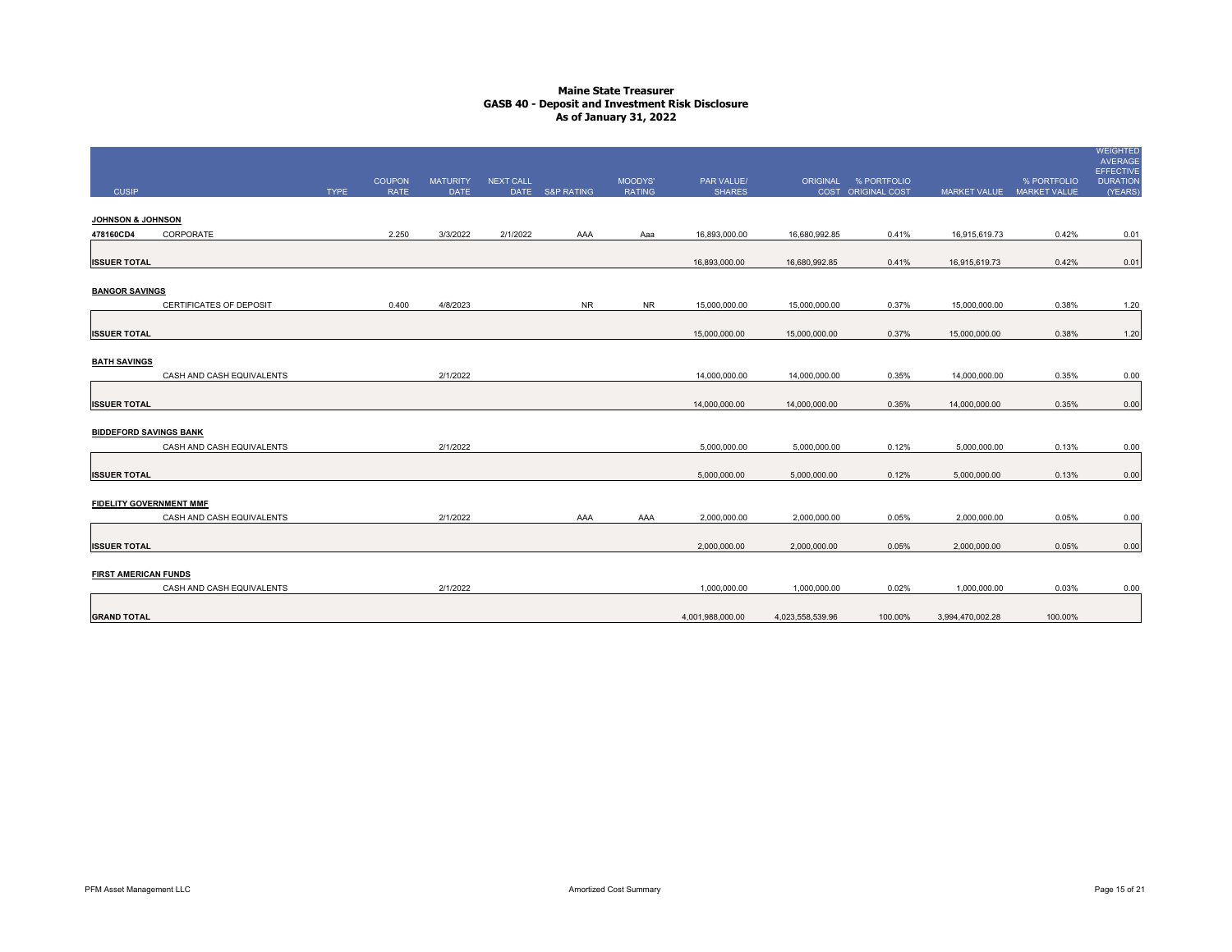# Maine State Treasurer
## GASB 40 - Deposit and Investment Risk Disclosure
### As of January 31, 2022

| CUSIP | | TYPE | COUPON RATE | MATURITY DATE | NEXT CALL DATE | S&P RATING | MOODYS' RATING | PAR VALUE/ SHARES | ORIGINAL COST | % PORTFOLIO ORIGINAL COST | MARKET VALUE | % PORTFOLIO MARKET VALUE | WEIGHTED AVERAGE EFFECTIVE DURATION (YEARS) |
|---|---|---|---|---|---|---|---|---|---|---|---|---|---|
| **JOHNSON & JOHNSON** | | | | | | | | | | | | | |
| **478160CD4** | CORPORATE | | 2.250 | 3/3/2022 | 2/1/2022 | AAA | Aaa | 16,893,000.00 | 16,680,992.85 | 0.41% | 16,915,619.73 | 0.42% | 0.01 |
| **ISSUER TOTAL** | | | | | | | | 16,893,000.00 | 16,680,992.85 | 0.41% | 16,915,619.73 | 0.42% | 0.01 |
| **BANGOR SAVINGS** | | | | | | | | | | | | | |
| | CERTIFICATES OF DEPOSIT | | 0.400 | 4/8/2023 | | NR | NR | 15,000,000.00 | 15,000,000.00 | 0.37% | 15,000,000.00 | 0.38% | 1.20 |
| **ISSUER TOTAL** | | | | | | | | 15,000,000.00 | 15,000,000.00 | 0.37% | 15,000,000.00 | 0.38% | 1.20 |
| **BATH SAVINGS** | | | | | | | | | | | | | |
| | CASH AND CASH EQUIVALENTS | | | 2/1/2022 | | | | 14,000,000.00 | 14,000,000.00 | 0.35% | 14,000,000.00 | 0.35% | 0.00 |
| **ISSUER TOTAL** | | | | | | | | 14,000,000.00 | 14,000,000.00 | 0.35% | 14,000,000.00 | 0.35% | 0.00 |
| **BIDDEFORD SAVINGS BANK** | | | | | | | | | | | | | |
| | CASH AND CASH EQUIVALENTS | | | 2/1/2022 | | | | 5,000,000.00 | 5,000,000.00 | 0.12% | 5,000,000.00 | 0.13% | 0.00 |
| **ISSUER TOTAL** | | | | | | | | 5,000,000.00 | 5,000,000.00 | 0.12% | 5,000,000.00 | 0.13% | 0.00 |
| **FIDELITY GOVERNMENT MMF** | | | | | | | | | | | | | |
| | CASH AND CASH EQUIVALENTS | | | 2/1/2022 | | AAA | AAA | 2,000,000.00 | 2,000,000.00 | 0.05% | 2,000,000.00 | 0.05% | 0.00 |
| **ISSUER TOTAL** | | | | | | | | 2,000,000.00 | 2,000,000.00 | 0.05% | 2,000,000.00 | 0.05% | 0.00 |
| **FIRST AMERICAN FUNDS** | | | | | | | | | | | | | |
| | CASH AND CASH EQUIVALENTS | | | 2/1/2022 | | | | 1,000,000.00 | 1,000,000.00 | 0.02% | 1,000,000.00 | 0.03% | 0.00 |
| **GRAND TOTAL** | | | | | | | | 4,001,988,000.00 | 4,023,558,539.96 | 100.00% | 3,994,470,002.28 | 100.00% | |

PFM Asset Management LLC — Amortized Cost Summary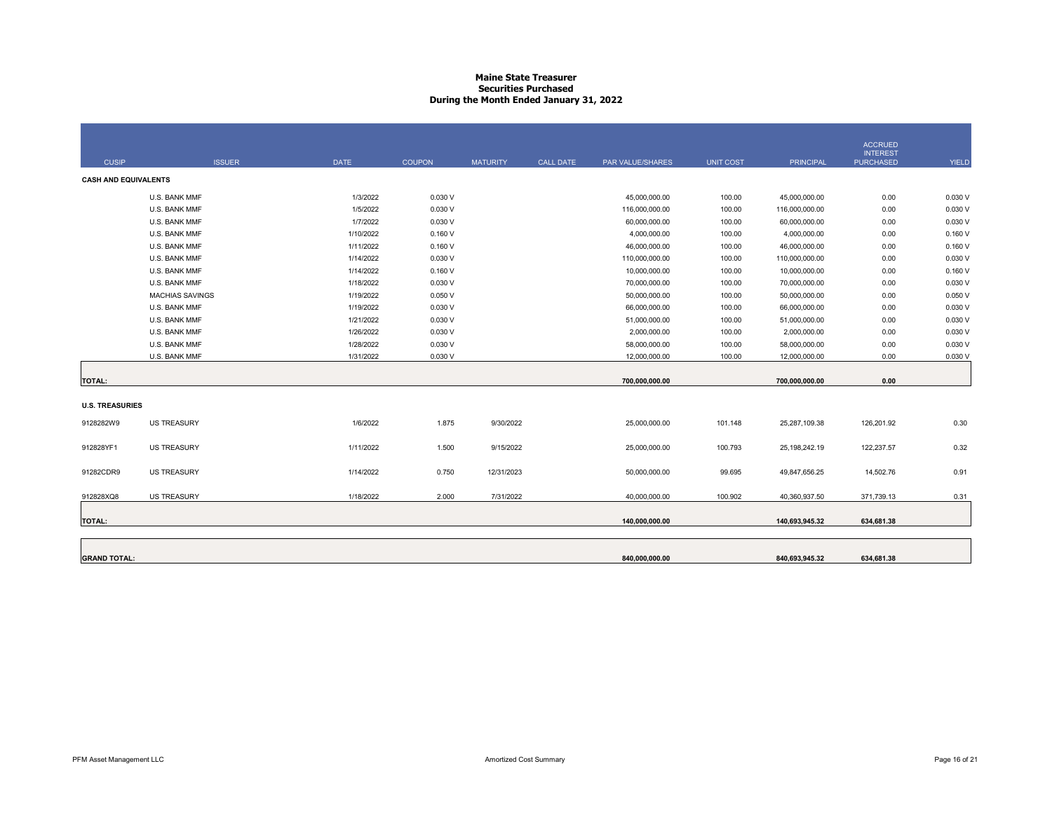# Maine State Treasurer
## Securities Purchased
### During the Month Ended January 31, 2022

| CUSIP | ISSUER | DATE | COUPON | MATURITY | CALL DATE | PAR VALUE/SHARES | UNIT COST | PRINCIPAL | ACCRUED INTEREST PURCHASED | YIELD |
|---|---|---|---|---|---|---|---|---|---|---|
| **CASH AND EQUIVALENTS** | | | | | | | | | | |
| | U.S. BANK MMF | 1/3/2022 | 0.030 V | | | 45,000,000.00 | 100.00 | 45,000,000.00 | 0.00 | 0.030 V |
| | U.S. BANK MMF | 1/5/2022 | 0.030 V | | | 116,000,000.00 | 100.00 | 116,000,000.00 | 0.00 | 0.030 V |
| | U.S. BANK MMF | 1/7/2022 | 0.030 V | | | 60,000,000.00 | 100.00 | 60,000,000.00 | 0.00 | 0.030 V |
| | U.S. BANK MMF | 1/10/2022 | 0.160 V | | | 4,000,000.00 | 100.00 | 4,000,000.00 | 0.00 | 0.160 V |
| | U.S. BANK MMF | 1/11/2022 | 0.160 V | | | 46,000,000.00 | 100.00 | 46,000,000.00 | 0.00 | 0.160 V |
| | U.S. BANK MMF | 1/14/2022 | 0.030 V | | | 110,000,000.00 | 100.00 | 110,000,000.00 | 0.00 | 0.030 V |
| | U.S. BANK MMF | 1/14/2022 | 0.160 V | | | 10,000,000.00 | 100.00 | 10,000,000.00 | 0.00 | 0.160 V |
| | U.S. BANK MMF | 1/18/2022 | 0.030 V | | | 70,000,000.00 | 100.00 | 70,000,000.00 | 0.00 | 0.030 V |
| | MACHIAS SAVINGS | 1/19/2022 | 0.050 V | | | 50,000,000.00 | 100.00 | 50,000,000.00 | 0.00 | 0.050 V |
| | U.S. BANK MMF | 1/19/2022 | 0.030 V | | | 66,000,000.00 | 100.00 | 66,000,000.00 | 0.00 | 0.030 V |
| | U.S. BANK MMF | 1/21/2022 | 0.030 V | | | 51,000,000.00 | 100.00 | 51,000,000.00 | 0.00 | 0.030 V |
| | U.S. BANK MMF | 1/26/2022 | 0.030 V | | | 2,000,000.00 | 100.00 | 2,000,000.00 | 0.00 | 0.030 V |
| | U.S. BANK MMF | 1/28/2022 | 0.030 V | | | 58,000,000.00 | 100.00 | 58,000,000.00 | 0.00 | 0.030 V |
| | U.S. BANK MMF | 1/31/2022 | 0.030 V | | | 12,000,000.00 | 100.00 | 12,000,000.00 | 0.00 | 0.030 V |
| **TOTAL:** | | | | | | **700,000,000.00** | | **700,000,000.00** | **0.00** | |
| **U.S. TREASURIES** | | | | | | | | | | |
| 9128282W9 | US TREASURY | 1/6/2022 | 1.875 | 9/30/2022 | | 25,000,000.00 | 101.148 | 25,287,109.38 | 126,201.92 | 0.30 |
| 912828YF1 | US TREASURY | 1/11/2022 | 1.500 | 9/15/2022 | | 25,000,000.00 | 100.793 | 25,198,242.19 | 122,237.57 | 0.32 |
| 91282CDR9 | US TREASURY | 1/14/2022 | 0.750 | 12/31/2023 | | 50,000,000.00 | 99.695 | 49,847,656.25 | 14,502.76 | 0.91 |
| 912828XQ8 | US TREASURY | 1/18/2022 | 2.000 | 7/31/2022 | | 40,000,000.00 | 100.902 | 40,360,937.50 | 371,739.13 | 0.31 |
| **TOTAL:** | | | | | | **140,000,000.00** | | **140,693,945.32** | **634,681.38** | |
| **GRAND TOTAL:** | | | | | | **840,000,000.00** | | **840,693,945.32** | **634,681.38** | |

PFM Asset Management LLC — Amortized Cost Summary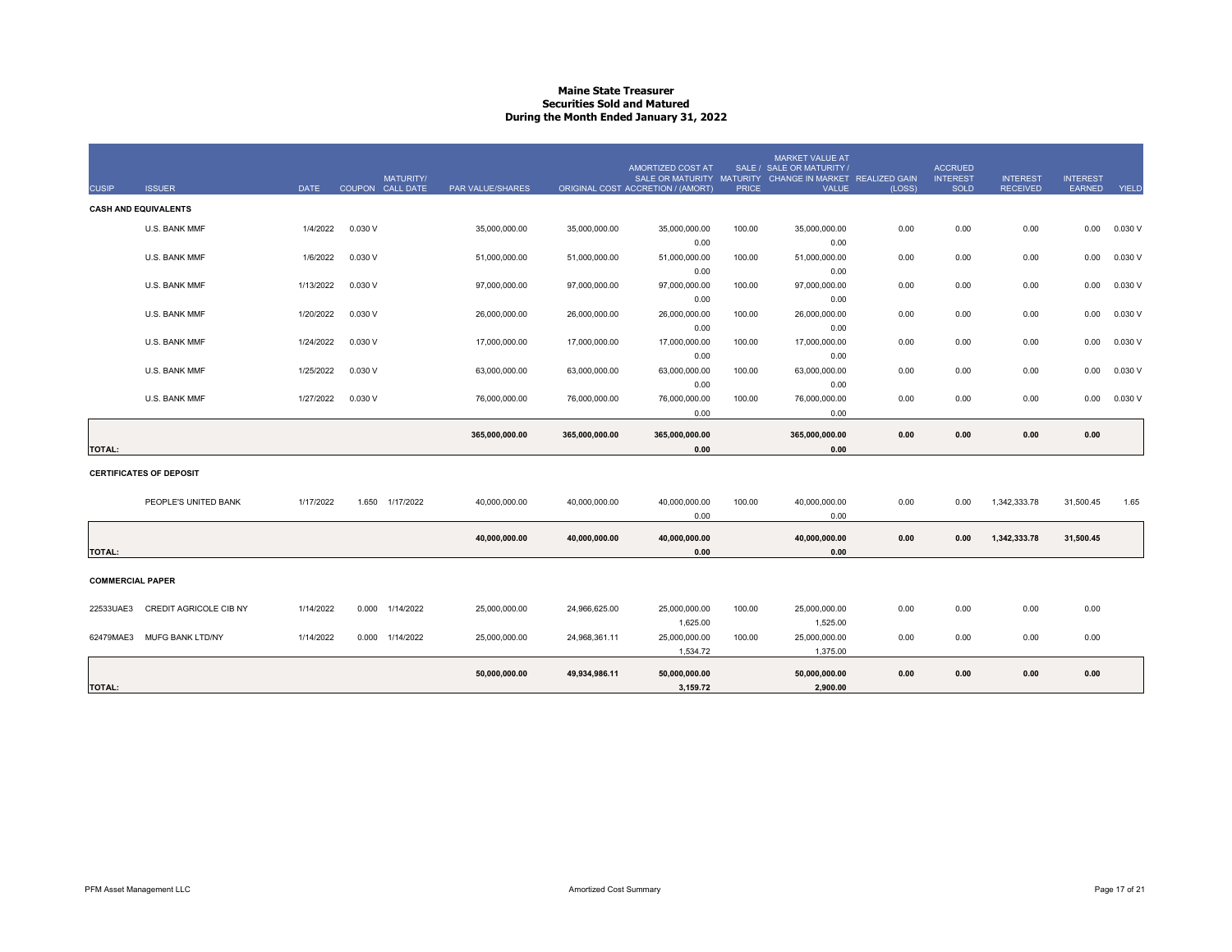# Maine State Treasurer
## Securities Sold and Matured
## During the Month Ended January 31, 2022

| CUSIP | ISSUER | DATE | COUPON | MATURITY/ CALL DATE | PAR VALUE/SHARES | ORIGINAL COST | AMORTIZED COST AT SALE OR MATURITY ACCRETION / (AMORT) | SALE / MATURITY PRICE | MARKET VALUE AT SALE OR MATURITY / CHANGE IN MARKET VALUE | REALIZED GAIN (LOSS) | ACCRUED INTEREST SOLD | INTEREST RECEIVED | INTEREST EARNED | YIELD |
|---|---|---|---|---|---|---|---|---|---|---|---|---|---|---|
| **CASH AND EQUIVALENTS** | | | | | | | | | | | | | | |
| | U.S. BANK MMF | 1/4/2022 | 0.030 V | | 35,000,000.00 | 35,000,000.00 | 35,000,000.00 | 100.00 | 35,000,000.00 | 0.00 | 0.00 | 0.00 | 0.00 | 0.030 V |
| | | | | | | | 0.00 | | 0.00 | | | | | |
| | U.S. BANK MMF | 1/6/2022 | 0.030 V | | 51,000,000.00 | 51,000,000.00 | 51,000,000.00 | 100.00 | 51,000,000.00 | 0.00 | 0.00 | 0.00 | 0.00 | 0.030 V |
| | | | | | | | 0.00 | | 0.00 | | | | | |
| | U.S. BANK MMF | 1/13/2022 | 0.030 V | | 97,000,000.00 | 97,000,000.00 | 97,000,000.00 | 100.00 | 97,000,000.00 | 0.00 | 0.00 | 0.00 | 0.00 | 0.030 V |
| | | | | | | | 0.00 | | 0.00 | | | | | |
| | U.S. BANK MMF | 1/20/2022 | 0.030 V | | 26,000,000.00 | 26,000,000.00 | 26,000,000.00 | 100.00 | 26,000,000.00 | 0.00 | 0.00 | 0.00 | 0.00 | 0.030 V |
| | | | | | | | 0.00 | | 0.00 | | | | | |
| | U.S. BANK MMF | 1/24/2022 | 0.030 V | | 17,000,000.00 | 17,000,000.00 | 17,000,000.00 | 100.00 | 17,000,000.00 | 0.00 | 0.00 | 0.00 | 0.00 | 0.030 V |
| | | | | | | | 0.00 | | 0.00 | | | | | |
| | U.S. BANK MMF | 1/25/2022 | 0.030 V | | 63,000,000.00 | 63,000,000.00 | 63,000,000.00 | 100.00 | 63,000,000.00 | 0.00 | 0.00 | 0.00 | 0.00 | 0.030 V |
| | | | | | | | 0.00 | | 0.00 | | | | | |
| | U.S. BANK MMF | 1/27/2022 | 0.030 V | | 76,000,000.00 | 76,000,000.00 | 76,000,000.00 | 100.00 | 76,000,000.00 | 0.00 | 0.00 | 0.00 | 0.00 | 0.030 V |
| | | | | | | | 0.00 | | 0.00 | | | | | |
| **TOTAL:** | | | | | **365,000,000.00** | **365,000,000.00** | **365,000,000.00** | | **365,000,000.00** | **0.00** | **0.00** | **0.00** | **0.00** | |
| | | | | | | | **0.00** | | **0.00** | | | | | |
| **CERTIFICATES OF DEPOSIT** | | | | | | | | | | | | | | |
| | PEOPLE'S UNITED BANK | 1/17/2022 | 1.650 | 1/17/2022 | 40,000,000.00 | 40,000,000.00 | 40,000,000.00 | 100.00 | 40,000,000.00 | 0.00 | 0.00 | 1,342,333.78 | 31,500.45 | 1.65 |
| | | | | | | | 0.00 | | 0.00 | | | | | |
| **TOTAL:** | | | | | **40,000,000.00** | **40,000,000.00** | **40,000,000.00** | | **40,000,000.00** | **0.00** | **0.00** | **1,342,333.78** | **31,500.45** | |
| | | | | | | | **0.00** | | **0.00** | | | | | |
| **COMMERCIAL PAPER** | | | | | | | | | | | | | | |
| 22533UAE3 | CREDIT AGRICOLE CIB NY | 1/14/2022 | 0.000 | 1/14/2022 | 25,000,000.00 | 24,966,625.00 | 25,000,000.00 | 100.00 | 25,000,000.00 | 0.00 | 0.00 | 0.00 | 0.00 | |
| | | | | | | | 1,625.00 | | 1,525.00 | | | | | |
| 62479MAE3 | MUFG BANK LTD/NY | 1/14/2022 | 0.000 | 1/14/2022 | 25,000,000.00 | 24,968,361.11 | 25,000,000.00 | 100.00 | 25,000,000.00 | 0.00 | 0.00 | 0.00 | 0.00 | |
| | | | | | | | 1,534.72 | | 1,375.00 | | | | | |
| **TOTAL:** | | | | | **50,000,000.00** | **49,934,986.11** | **50,000,000.00** | | **50,000,000.00** | **0.00** | **0.00** | **0.00** | **0.00** | |
| | | | | | | | **3,159.72** | | **2,900.00** | | | | | |

PFM Asset Management LLC — Amortized Cost Summary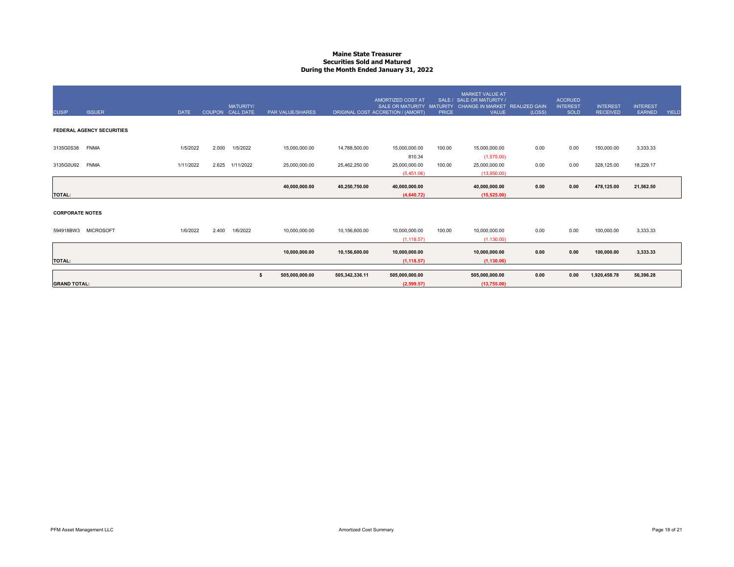# Maine State Treasurer
## Securities Sold and Matured
### During the Month Ended January 31, 2022

| CUSIP | ISSUER | DATE | COUPON | MATURITY/ CALL DATE | PAR VALUE/SHARES | ORIGINAL COST | AMORTIZED COST AT SALE OR MATURITY ACCRETION / (AMORT) | SALE / MATURITY PRICE | MARKET VALUE AT SALE OR MATURITY / CHANGE IN MARKET VALUE | REALIZED GAIN (LOSS) | ACCRUED INTEREST SOLD | INTEREST RECEIVED | INTEREST EARNED | YIELD |
|---|---|---|---|---|---|---|---|---|---|---|---|---|---|---|
| **FEDERAL AGENCY SECURITIES** | | | | | | | | | | | | | | |
| 3135G0S38 | FNMA | 1/5/2022 | 2.000 | 1/5/2022 | 15,000,000.00 | 14,788,500.00 | 15,000,000.00 | 100.00 | 15,000,000.00 | 0.00 | 0.00 | 150,000.00 | 3,333.33 | |
| | | | | | | | 810.34 | | (1,575.00) | | | | | |
| 3135G0U92 | FNMA | 1/11/2022 | 2.625 | 1/11/2022 | 25,000,000.00 | 25,462,250.00 | 25,000,000.00 | 100.00 | 25,000,000.00 | 0.00 | 0.00 | 328,125.00 | 18,229.17 | |
| | | | | | | | (5,451.06) | | (13,950.00) | | | | | |
| **TOTAL:** | | | | | **40,000,000.00** | **40,250,750.00** | **40,000,000.00** | | **40,000,000.00** | **0.00** | **0.00** | **478,125.00** | **21,562.50** | |
| | | | | | | | **(4,640.72)** | | **(15,525.00)** | | | | | |
| **CORPORATE NOTES** | | | | | | | | | | | | | | |
| 594918BW3 | MICROSOFT | 1/6/2022 | 2.400 | 1/6/2022 | 10,000,000.00 | 10,156,600.00 | 10,000,000.00 | 100.00 | 10,000,000.00 | 0.00 | 0.00 | 100,000.00 | 3,333.33 | |
| | | | | | | | (1,118.57) | | (1,130.00) | | | | | |
| **TOTAL:** | | | | | **10,000,000.00** | **10,156,600.00** | **10,000,000.00** | | **10,000,000.00** | **0.00** | **0.00** | **100,000.00** | **3,333.33** | |
| | | | | | | | **(1,118.57)** | | **(1,130.00)** | | | | | |
| **GRAND TOTAL:** | | | | | **$ 505,000,000.00** | **505,342,336.11** | **505,000,000.00** | | **505,000,000.00** | **0.00** | **0.00** | **1,920,458.78** | **56,396.28** | |
| | | | | | | | **(2,599.57)** | | **(13,755.00)** | | | | | |

PFM Asset Management LLC — Amortized Cost Summary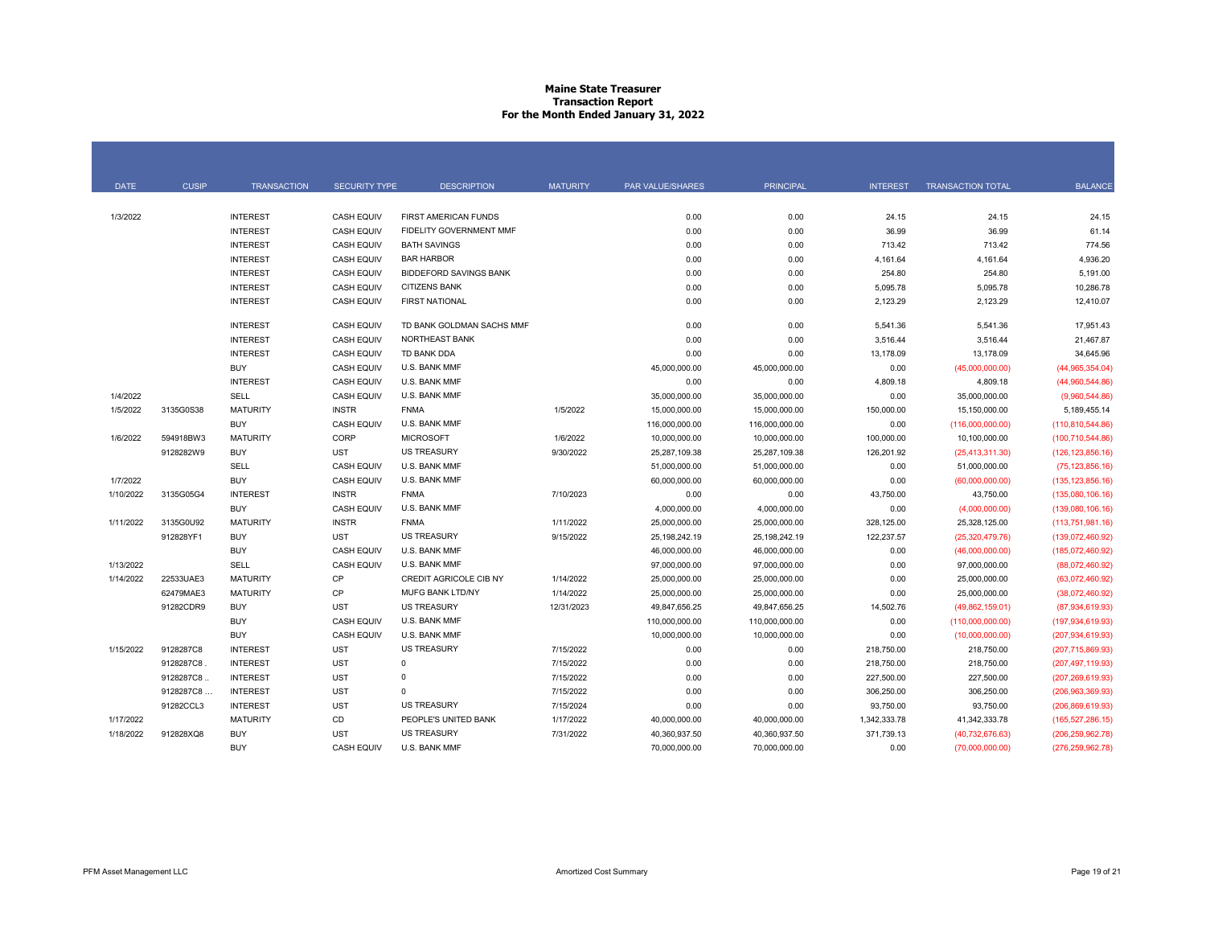# Maine State Treasurer
## Transaction Report
## For the Month Ended January 31, 2022

| DATE | CUSIP | TRANSACTION | SECURITY TYPE | DESCRIPTION | MATURITY | PAR VALUE/SHARES | PRINCIPAL | INTEREST | TRANSACTION TOTAL | BALANCE |
|---|---|---|---|---|---|---|---|---|---|---|
| 1/3/2022 | | INTEREST | CASH EQUIV | FIRST AMERICAN FUNDS | | 0.00 | 0.00 | 24.15 | 24.15 | 24.15 |
| | | INTEREST | CASH EQUIV | FIDELITY GOVERNMENT MMF | | 0.00 | 0.00 | 36.99 | 36.99 | 61.14 |
| | | INTEREST | CASH EQUIV | BATH SAVINGS | | 0.00 | 0.00 | 713.42 | 713.42 | 774.56 |
| | | INTEREST | CASH EQUIV | BAR HARBOR | | 0.00 | 0.00 | 4,161.64 | 4,161.64 | 4,936.20 |
| | | INTEREST | CASH EQUIV | BIDDEFORD SAVINGS BANK | | 0.00 | 0.00 | 254.80 | 254.80 | 5,191.00 |
| | | INTEREST | CASH EQUIV | CITIZENS BANK | | 0.00 | 0.00 | 5,095.78 | 5,095.78 | 10,286.78 |
| | | INTEREST | CASH EQUIV | FIRST NATIONAL | | 0.00 | 0.00 | 2,123.29 | 2,123.29 | 12,410.07 |
| | | INTEREST | CASH EQUIV | TD BANK GOLDMAN SACHS MMF | | 0.00 | 0.00 | 5,541.36 | 5,541.36 | 17,951.43 |
| | | INTEREST | CASH EQUIV | NORTHEAST BANK | | 0.00 | 0.00 | 3,516.44 | 3,516.44 | 21,467.87 |
| | | INTEREST | CASH EQUIV | TD BANK DDA | | 0.00 | 0.00 | 13,178.09 | 13,178.09 | 34,645.96 |
| | | BUY | CASH EQUIV | U.S. BANK MMF | | 45,000,000.00 | 45,000,000.00 | 0.00 | (45,000,000.00) | (44,965,354.04) |
| | | INTEREST | CASH EQUIV | U.S. BANK MMF | | 0.00 | 0.00 | 4,809.18 | 4,809.18 | (44,960,544.86) |
| 1/4/2022 | | SELL | CASH EQUIV | U.S. BANK MMF | | 35,000,000.00 | 35,000,000.00 | 0.00 | 35,000,000.00 | (9,960,544.86) |
| 1/5/2022 | 3135G0S38 | MATURITY | INSTR | FNMA | 1/5/2022 | 15,000,000.00 | 15,000,000.00 | 150,000.00 | 15,150,000.00 | 5,189,455.14 |
| | | BUY | CASH EQUIV | U.S. BANK MMF | | 116,000,000.00 | 116,000,000.00 | 0.00 | (116,000,000.00) | (110,810,544.86) |
| 1/6/2022 | 594918BW3 | MATURITY | CORP | MICROSOFT | 1/6/2022 | 10,000,000.00 | 10,000,000.00 | 100,000.00 | 10,100,000.00 | (100,710,544.86) |
| | 9128282W9 | BUY | UST | US TREASURY | 9/30/2022 | 25,287,109.38 | 25,287,109.38 | 126,201.92 | (25,413,311.30) | (126,123,856.16) |
| | | SELL | CASH EQUIV | U.S. BANK MMF | | 51,000,000.00 | 51,000,000.00 | 0.00 | 51,000,000.00 | (75,123,856.16) |
| 1/7/2022 | | BUY | CASH EQUIV | U.S. BANK MMF | | 60,000,000.00 | 60,000,000.00 | 0.00 | (60,000,000.00) | (135,123,856.16) |
| 1/10/2022 | 3135G05G4 | INTEREST | INSTR | FNMA | 7/10/2023 | 0.00 | 0.00 | 43,750.00 | 43,750.00 | (135,080,106.16) |
| | | BUY | CASH EQUIV | U.S. BANK MMF | | 4,000,000.00 | 4,000,000.00 | 0.00 | (4,000,000.00) | (139,080,106.16) |
| 1/11/2022 | 3135G0U92 | MATURITY | INSTR | FNMA | 1/11/2022 | 25,000,000.00 | 25,000,000.00 | 328,125.00 | 25,328,125.00 | (113,751,981.16) |
| | 912828YF1 | BUY | UST | US TREASURY | 9/15/2022 | 25,198,242.19 | 25,198,242.19 | 122,237.57 | (25,320,479.76) | (139,072,460.92) |
| | | BUY | CASH EQUIV | U.S. BANK MMF | | 46,000,000.00 | 46,000,000.00 | 0.00 | (46,000,000.00) | (185,072,460.92) |
| 1/13/2022 | | SELL | CASH EQUIV | U.S. BANK MMF | | 97,000,000.00 | 97,000,000.00 | 0.00 | 97,000,000.00 | (88,072,460.92) |
| 1/14/2022 | 22533UAE3 | MATURITY | CP | CREDIT AGRICOLE CIB NY | 1/14/2022 | 25,000,000.00 | 25,000,000.00 | 0.00 | 25,000,000.00 | (63,072,460.92) |
| | 62479MAE3 | MATURITY | CP | MUFG BANK LTD/NY | 1/14/2022 | 25,000,000.00 | 25,000,000.00 | 0.00 | 25,000,000.00 | (38,072,460.92) |
| | 91282CDR9 | BUY | UST | US TREASURY | 12/31/2023 | 49,847,656.25 | 49,847,656.25 | 14,502.76 | (49,862,159.01) | (87,934,619.93) |
| | | BUY | CASH EQUIV | U.S. BANK MMF | | 110,000,000.00 | 110,000,000.00 | 0.00 | (110,000,000.00) | (197,934,619.93) |
| | | BUY | CASH EQUIV | U.S. BANK MMF | | 10,000,000.00 | 10,000,000.00 | 0.00 | (10,000,000.00) | (207,934,619.93) |
| 1/15/2022 | 9128287C8 | INTEREST | UST | US TREASURY | 7/15/2022 | 0.00 | 0.00 | 218,750.00 | 218,750.00 | (207,715,869.93) |
| | 9128287C8 . | INTEREST | UST | 0 | 7/15/2022 | 0.00 | 0.00 | 218,750.00 | 218,750.00 | (207,497,119.93) |
| | 9128287C8 .. | INTEREST | UST | 0 | 7/15/2022 | 0.00 | 0.00 | 227,500.00 | 227,500.00 | (207,269,619.93) |
| | 9128287C8 ... | INTEREST | UST | 0 | 7/15/2022 | 0.00 | 0.00 | 306,250.00 | 306,250.00 | (206,963,369.93) |
| | 91282CCL3 | INTEREST | UST | US TREASURY | 7/15/2024 | 0.00 | 0.00 | 93,750.00 | 93,750.00 | (206,869,619.93) |
| 1/17/2022 | | MATURITY | CD | PEOPLE'S UNITED BANK | 1/17/2022 | 40,000,000.00 | 40,000,000.00 | 1,342,333.78 | 41,342,333.78 | (165,527,286.15) |
| 1/18/2022 | 912828XQ8 | BUY | UST | US TREASURY | 7/31/2022 | 40,360,937.50 | 40,360,937.50 | 371,739.13 | (40,732,676.63) | (206,259,962.78) |
| | | BUY | CASH EQUIV | U.S. BANK MMF | | 70,000,000.00 | 70,000,000.00 | 0.00 | (70,000,000.00) | (276,259,962.78) |

PFM Asset Management LLC — Amortized Cost Summary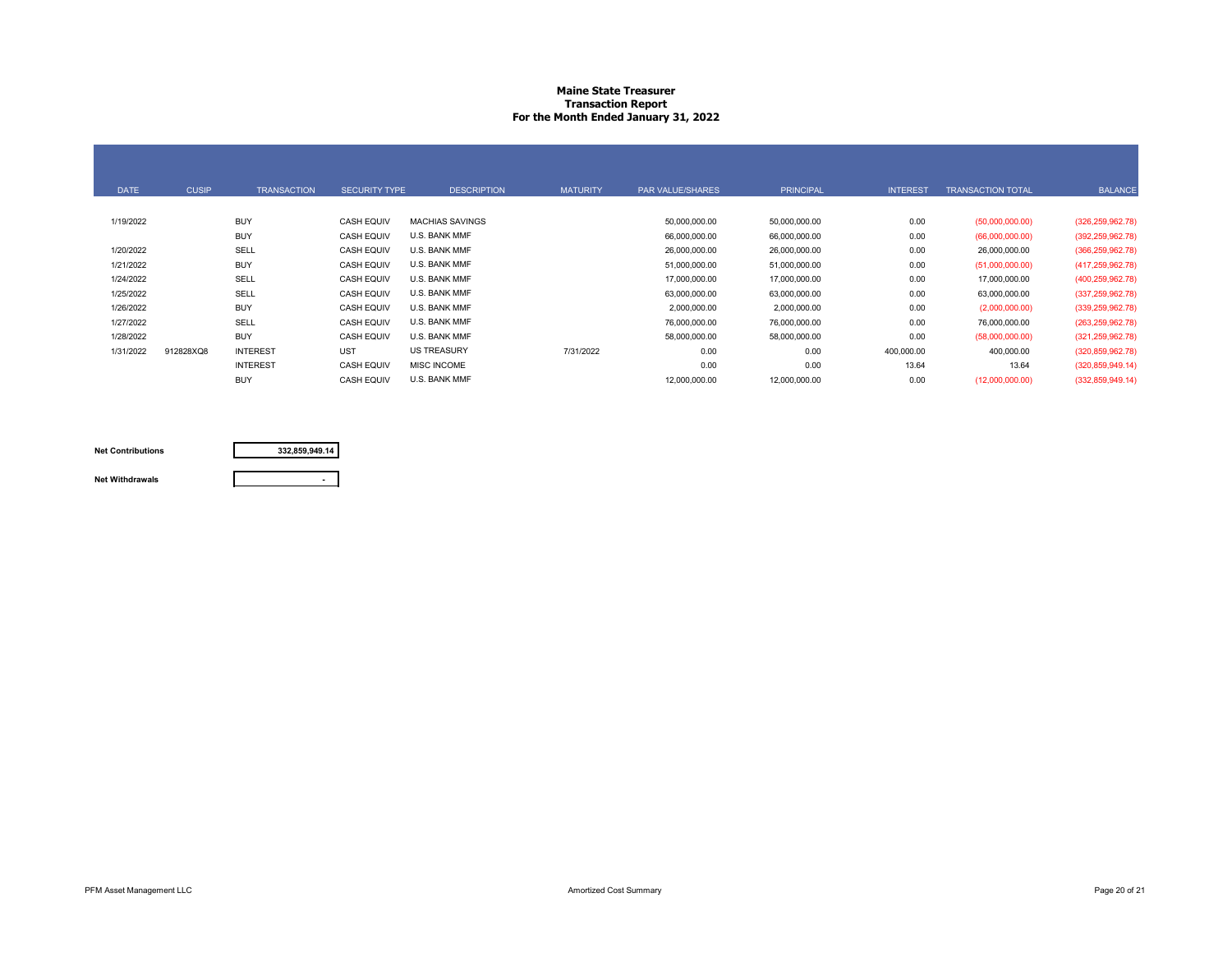**Maine State Treasurer**
**Transaction Report**
**For the Month Ended January 31, 2022**

| DATE | CUSIP | TRANSACTION | SECURITY TYPE | DESCRIPTION | MATURITY | PAR VALUE/SHARES | PRINCIPAL | INTEREST | TRANSACTION TOTAL | BALANCE |
|---|---|---|---|---|---|---|---|---|---|---|
| 1/19/2022 | | BUY | CASH EQUIV | MACHIAS SAVINGS | | 50,000,000.00 | 50,000,000.00 | 0.00 | (50,000,000.00) | (326,259,962.78) |
| | | BUY | CASH EQUIV | U.S. BANK MMF | | 66,000,000.00 | 66,000,000.00 | 0.00 | (66,000,000.00) | (392,259,962.78) |
| 1/20/2022 | | SELL | CASH EQUIV | U.S. BANK MMF | | 26,000,000.00 | 26,000,000.00 | 0.00 | 26,000,000.00 | (366,259,962.78) |
| 1/21/2022 | | BUY | CASH EQUIV | U.S. BANK MMF | | 51,000,000.00 | 51,000,000.00 | 0.00 | (51,000,000.00) | (417,259,962.78) |
| 1/24/2022 | | SELL | CASH EQUIV | U.S. BANK MMF | | 17,000,000.00 | 17,000,000.00 | 0.00 | 17,000,000.00 | (400,259,962.78) |
| 1/25/2022 | | SELL | CASH EQUIV | U.S. BANK MMF | | 63,000,000.00 | 63,000,000.00 | 0.00 | 63,000,000.00 | (337,259,962.78) |
| 1/26/2022 | | BUY | CASH EQUIV | U.S. BANK MMF | | 2,000,000.00 | 2,000,000.00 | 0.00 | (2,000,000.00) | (339,259,962.78) |
| 1/27/2022 | | SELL | CASH EQUIV | U.S. BANK MMF | | 76,000,000.00 | 76,000,000.00 | 0.00 | 76,000,000.00 | (263,259,962.78) |
| 1/28/2022 | | BUY | CASH EQUIV | U.S. BANK MMF | | 58,000,000.00 | 58,000,000.00 | 0.00 | (58,000,000.00) | (321,259,962.78) |
| 1/31/2022 | 912828XQ8 | INTEREST | UST | US TREASURY | 7/31/2022 | 0.00 | 0.00 | 400,000.00 | 400,000.00 | (320,859,962.78) |
| | | INTEREST | CASH EQUIV | MISC INCOME | | 0.00 | 0.00 | 13.64 | 13.64 | (320,859,949.14) |
| | | BUY | CASH EQUIV | U.S. BANK MMF | | 12,000,000.00 | 12,000,000.00 | 0.00 | (12,000,000.00) | (332,859,949.14) |

| | |
|---|---|
| **Net Contributions** | **332,859,949.14** |
| **Net Withdrawals** | - |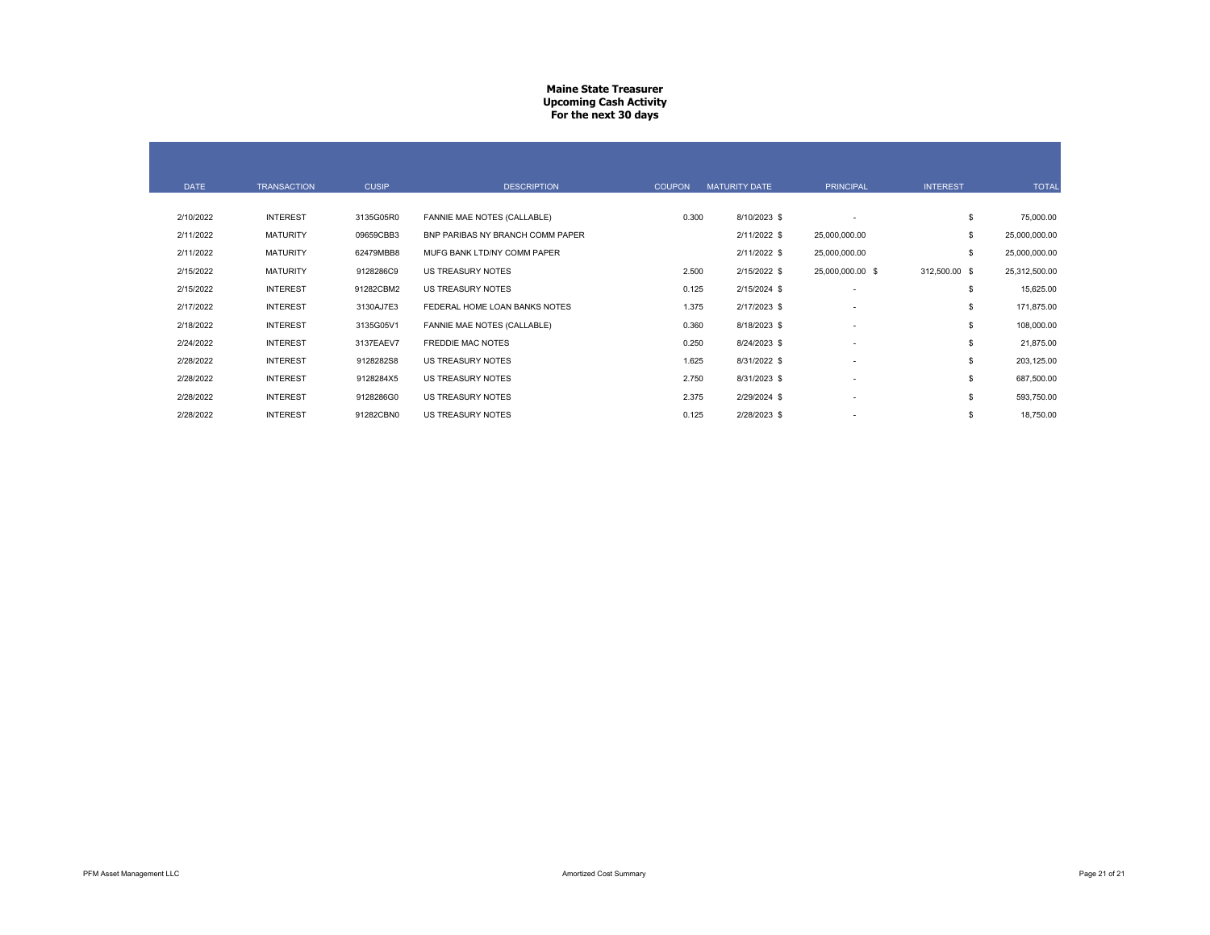# Maine State Treasurer
## Upcoming Cash Activity
### For the next 30 days

| DATE | TRANSACTION | CUSIP | DESCRIPTION | COUPON | MATURITY DATE | PRINCIPAL | INTEREST | TOTAL |
|---|---|---|---|---|---|---|---|---|
| 2/10/2022 | INTEREST | 3135G05R0 | FANNIE MAE NOTES (CALLABLE) | 0.300 | 8/10/2023 | $ - | | $ 75,000.00 |
| 2/11/2022 | MATURITY | 09659CBB3 | BNP PARIBAS NY BRANCH COMM PAPER | | 2/11/2022 | $ 25,000,000.00 | | $ 25,000,000.00 |
| 2/11/2022 | MATURITY | 62479MBB8 | MUFG BANK LTD/NY COMM PAPER | | 2/11/2022 | $ 25,000,000.00 | | $ 25,000,000.00 |
| 2/15/2022 | MATURITY | 9128286C9 | US TREASURY NOTES | 2.500 | 2/15/2022 | $ 25,000,000.00 | $ 312,500.00 | $ 25,312,500.00 |
| 2/15/2022 | INTEREST | 91282CBM2 | US TREASURY NOTES | 0.125 | 2/15/2024 | $ - | | $ 15,625.00 |
| 2/17/2022 | INTEREST | 3130AJ7E3 | FEDERAL HOME LOAN BANKS NOTES | 1.375 | 2/17/2023 | $ - | | $ 171,875.00 |
| 2/18/2022 | INTEREST | 3135G05V1 | FANNIE MAE NOTES (CALLABLE) | 0.360 | 8/18/2023 | $ - | | $ 108,000.00 |
| 2/24/2022 | INTEREST | 3137EAEV7 | FREDDIE MAC NOTES | 0.250 | 8/24/2023 | $ - | | $ 21,875.00 |
| 2/28/2022 | INTEREST | 9128282S8 | US TREASURY NOTES | 1.625 | 8/31/2022 | $ - | | $ 203,125.00 |
| 2/28/2022 | INTEREST | 9128284X5 | US TREASURY NOTES | 2.750 | 8/31/2023 | $ - | | $ 687,500.00 |
| 2/28/2022 | INTEREST | 9128286G0 | US TREASURY NOTES | 2.375 | 2/29/2024 | $ - | | $ 593,750.00 |
| 2/28/2022 | INTEREST | 91282CBN0 | US TREASURY NOTES | 0.125 | 2/28/2023 | $ - | | $ 18,750.00 |